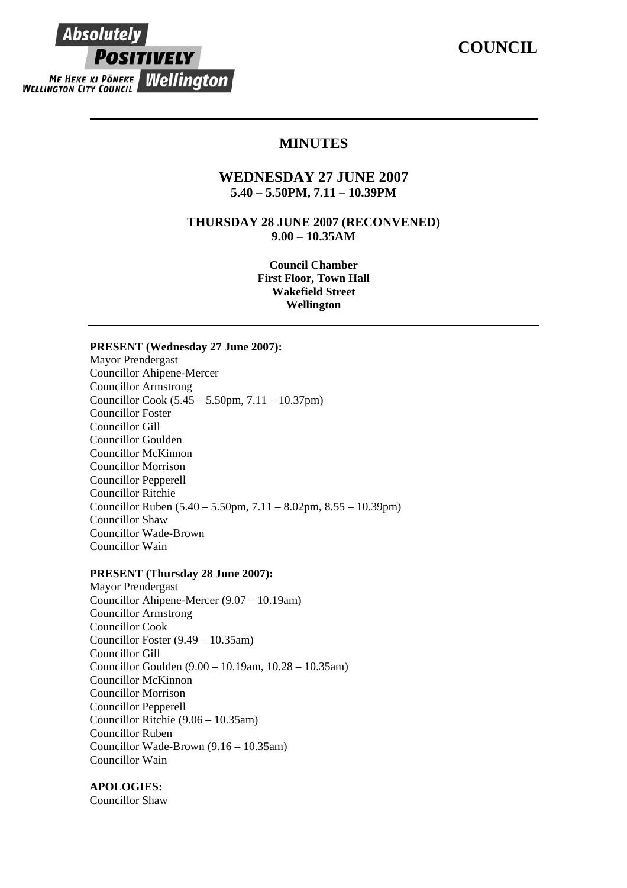Absolutely POSITIVELY Wellington
ME HEKE KI PŌNEKE
WELLINGTON CITY COUNCIL

# COUNCIL

---

## MINUTES

### WEDNESDAY 27 JUNE 2007
**5.40 – 5.50PM, 7.11 – 10.39PM**

**THURSDAY 28 JUNE 2007 (RECONVENED)**
**9.00 – 10.35AM**

**Council Chamber**
**First Floor, Town Hall**
**Wakefield Street**
**Wellington**

---

**PRESENT (Wednesday 27 June 2007):**
Mayor Prendergast
Councillor Ahipene-Mercer
Councillor Armstrong
Councillor Cook (5.45 – 5.50pm, 7.11 – 10.37pm)
Councillor Foster
Councillor Gill
Councillor Goulden
Councillor McKinnon
Councillor Morrison
Councillor Pepperell
Councillor Ritchie
Councillor Ruben (5.40 – 5.50pm, 7.11 – 8.02pm, 8.55 – 10.39pm)
Councillor Shaw
Councillor Wade-Brown
Councillor Wain

**PRESENT (Thursday 28 June 2007):**
Mayor Prendergast
Councillor Ahipene-Mercer (9.07 – 10.19am)
Councillor Armstrong
Councillor Cook
Councillor Foster (9.49 – 10.35am)
Councillor Gill
Councillor Goulden (9.00 – 10.19am, 10.28 – 10.35am)
Councillor McKinnon
Councillor Morrison
Councillor Pepperell
Councillor Ritchie (9.06 – 10.35am)
Councillor Ruben
Councillor Wade-Brown (9.16 – 10.35am)
Councillor Wain

**APOLOGIES:**
Councillor Shaw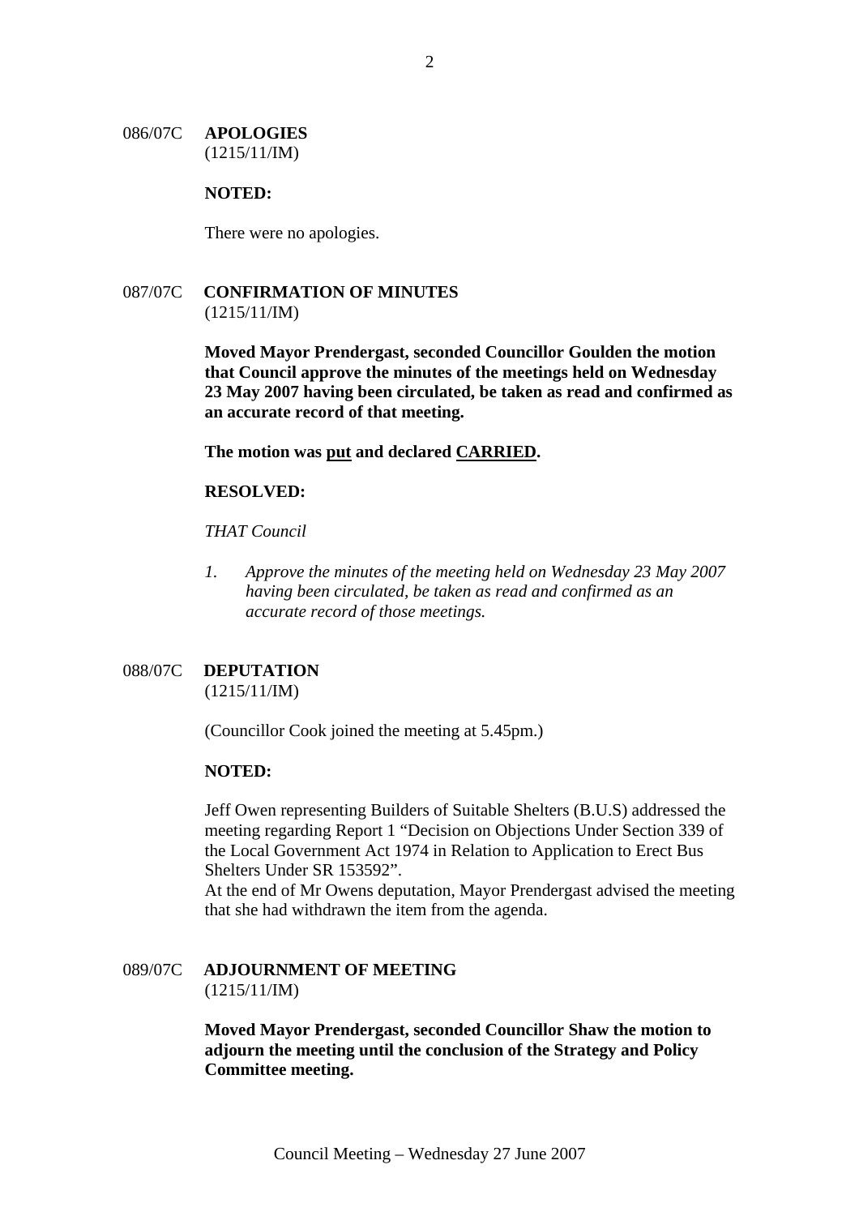## 086/07C APOLOGIES
(1215/11/IM)

**NOTED:**

There were no apologies.

## 087/07C CONFIRMATION OF MINUTES
(1215/11/IM)

**Moved Mayor Prendergast, seconded Councillor Goulden the motion that Council approve the minutes of the meetings held on Wednesday 23 May 2007 having been circulated, be taken as read and confirmed as an accurate record of that meeting.**

**The motion was <u>put</u> and declared <u>CARRIED</u>.**

**RESOLVED:**

*THAT Council*

1. *Approve the minutes of the meeting held on Wednesday 23 May 2007 having been circulated, be taken as read and confirmed as an accurate record of those meetings.*

## 088/07C DEPUTATION
(1215/11/IM)

(Councillor Cook joined the meeting at 5.45pm.)

**NOTED:**

Jeff Owen representing Builders of Suitable Shelters (B.U.S) addressed the meeting regarding Report 1 "Decision on Objections Under Section 339 of the Local Government Act 1974 in Relation to Application to Erect Bus Shelters Under SR 153592".
At the end of Mr Owens deputation, Mayor Prendergast advised the meeting that she had withdrawn the item from the agenda.

## 089/07C ADJOURNMENT OF MEETING
(1215/11/IM)

**Moved Mayor Prendergast, seconded Councillor Shaw the motion to adjourn the meeting until the conclusion of the Strategy and Policy Committee meeting.**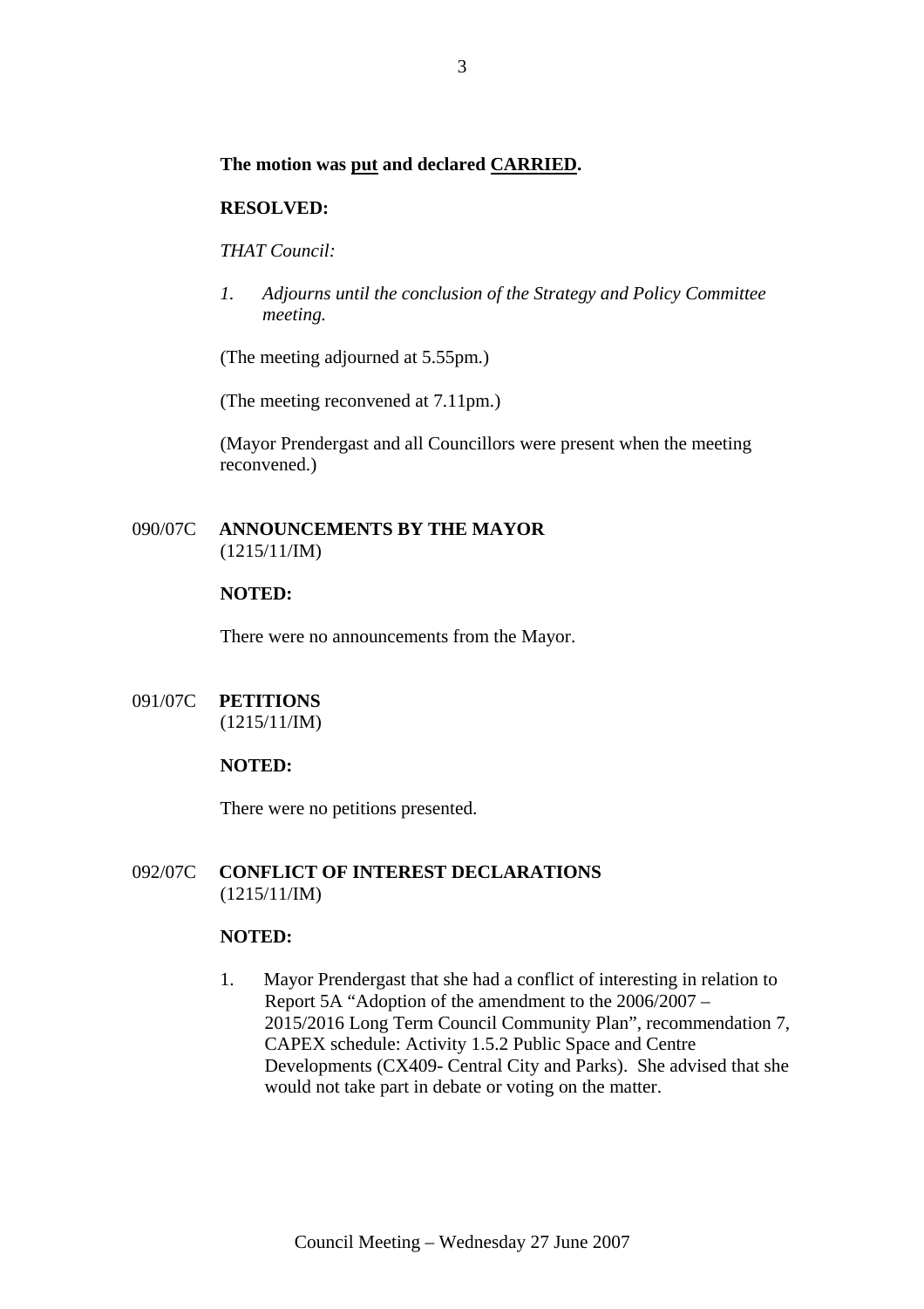**The motion was put and declared CARRIED.**

**RESOLVED:**

*THAT Council:*

1. *Adjourns until the conclusion of the Strategy and Policy Committee meeting.*

(The meeting adjourned at 5.55pm.)

(The meeting reconvened at 7.11pm.)

(Mayor Prendergast and all Councillors were present when the meeting reconvened.)

## 090/07C ANNOUNCEMENTS BY THE MAYOR
(1215/11/IM)

**NOTED:**

There were no announcements from the Mayor.

## 091/07C PETITIONS
(1215/11/IM)

**NOTED:**

There were no petitions presented.

## 092/07C CONFLICT OF INTEREST DECLARATIONS
(1215/11/IM)

**NOTED:**

1. Mayor Prendergast that she had a conflict of interesting in relation to Report 5A "Adoption of the amendment to the 2006/2007 – 2015/2016 Long Term Council Community Plan", recommendation 7, CAPEX schedule: Activity 1.5.2 Public Space and Centre Developments (CX409- Central City and Parks). She advised that she would not take part in debate or voting on the matter.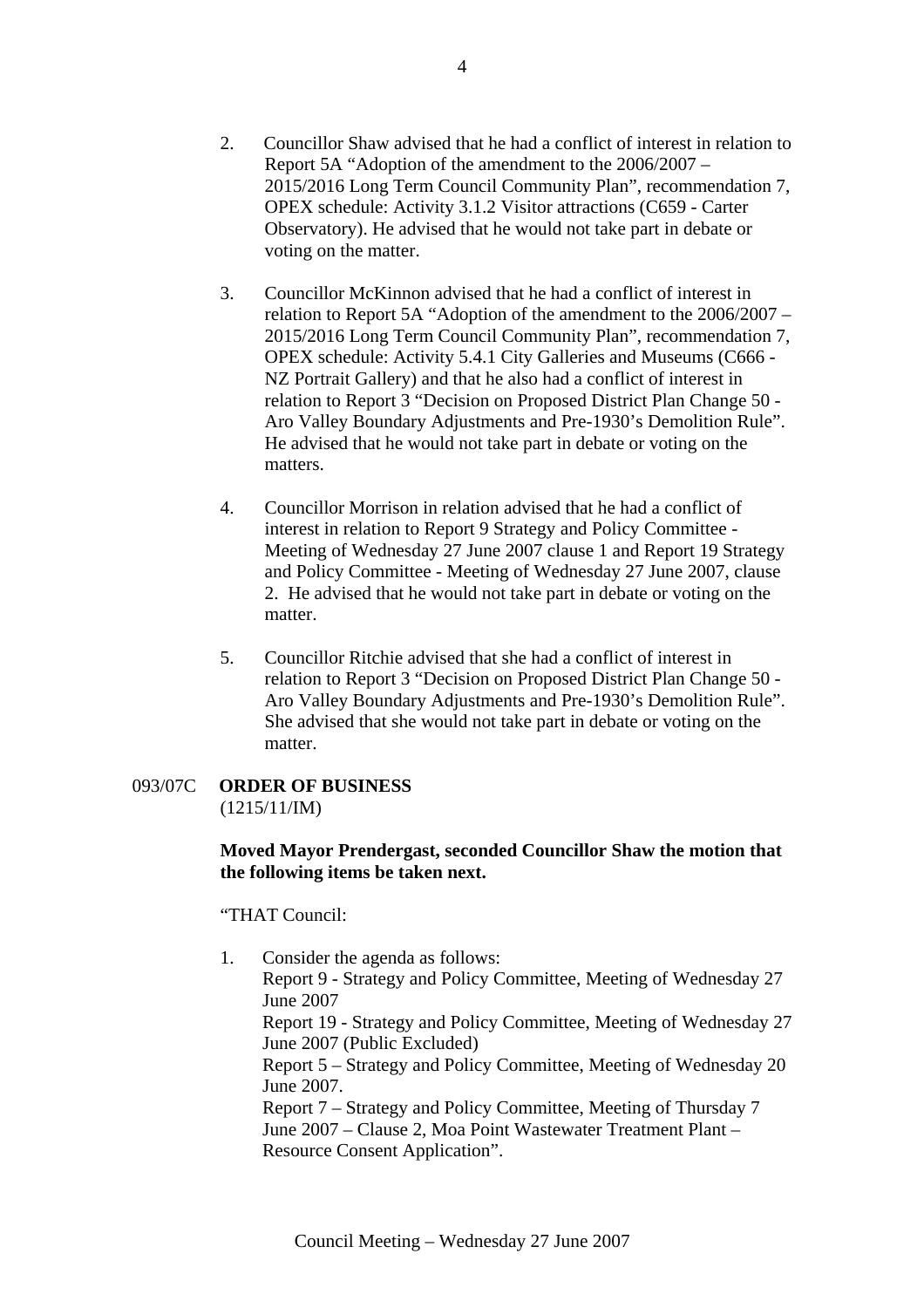2. Councillor Shaw advised that he had a conflict of interest in relation to Report 5A "Adoption of the amendment to the 2006/2007 – 2015/2016 Long Term Council Community Plan", recommendation 7, OPEX schedule: Activity 3.1.2 Visitor attractions (C659 - Carter Observatory). He advised that he would not take part in debate or voting on the matter.

3. Councillor McKinnon advised that he had a conflict of interest in relation to Report 5A "Adoption of the amendment to the 2006/2007 – 2015/2016 Long Term Council Community Plan", recommendation 7, OPEX schedule: Activity 5.4.1 City Galleries and Museums (C666 - NZ Portrait Gallery) and that he also had a conflict of interest in relation to Report 3 "Decision on Proposed District Plan Change 50 - Aro Valley Boundary Adjustments and Pre-1930's Demolition Rule". He advised that he would not take part in debate or voting on the matters.

4. Councillor Morrison in relation advised that he had a conflict of interest in relation to Report 9 Strategy and Policy Committee - Meeting of Wednesday 27 June 2007 clause 1 and Report 19 Strategy and Policy Committee - Meeting of Wednesday 27 June 2007, clause 2. He advised that he would not take part in debate or voting on the matter.

5. Councillor Ritchie advised that she had a conflict of interest in relation to Report 3 "Decision on Proposed District Plan Change 50 - Aro Valley Boundary Adjustments and Pre-1930's Demolition Rule". She advised that she would not take part in debate or voting on the matter.

093/07C **ORDER OF BUSINESS**
(1215/11/IM)

**Moved Mayor Prendergast, seconded Councillor Shaw the motion that the following items be taken next.**

"THAT Council:

1. Consider the agenda as follows:
   Report 9 - Strategy and Policy Committee, Meeting of Wednesday 27 June 2007
   Report 19 - Strategy and Policy Committee, Meeting of Wednesday 27 June 2007 (Public Excluded)
   Report 5 – Strategy and Policy Committee, Meeting of Wednesday 20 June 2007.
   Report 7 – Strategy and Policy Committee, Meeting of Thursday 7 June 2007 – Clause 2, Moa Point Wastewater Treatment Plant – Resource Consent Application".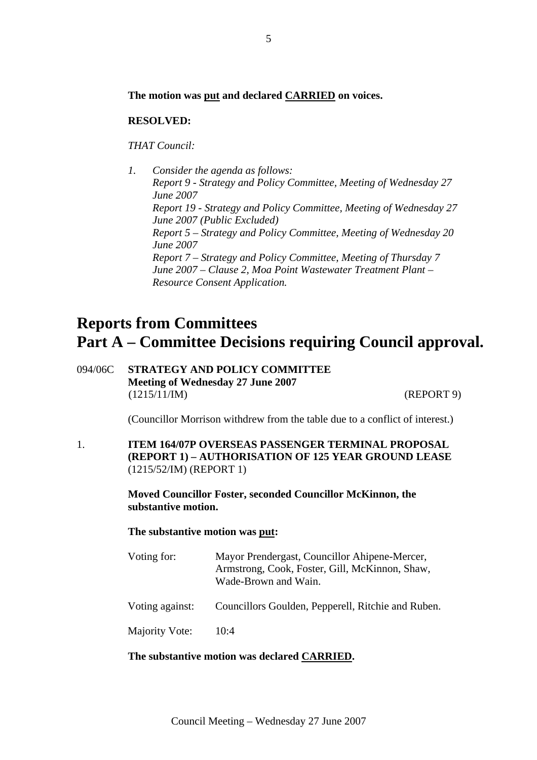**The motion was put and declared CARRIED on voices.**

**RESOLVED:**

*THAT Council:*

1. *Consider the agenda as follows:*
   *Report 9 - Strategy and Policy Committee, Meeting of Wednesday 27 June 2007*
   *Report 19 - Strategy and Policy Committee, Meeting of Wednesday 27 June 2007 (Public Excluded)*
   *Report 5 – Strategy and Policy Committee, Meeting of Wednesday 20 June 2007*
   *Report 7 – Strategy and Policy Committee, Meeting of Thursday 7 June 2007 – Clause 2, Moa Point Wastewater Treatment Plant – Resource Consent Application.*

# Reports from Committees
# Part A – Committee Decisions requiring Council approval.

094/06C **STRATEGY AND POLICY COMMITTEE**
**Meeting of Wednesday 27 June 2007**
(1215/11/IM) (REPORT 9)

(Councillor Morrison withdrew from the table due to a conflict of interest.)

1. **ITEM 164/07P OVERSEAS PASSENGER TERMINAL PROPOSAL (REPORT 1) – AUTHORISATION OF 125 YEAR GROUND LEASE**
(1215/52/IM) (REPORT 1)

**Moved Councillor Foster, seconded Councillor McKinnon, the substantive motion.**

**The substantive motion was put:**

Voting for: Mayor Prendergast, Councillor Ahipene-Mercer, Armstrong, Cook, Foster, Gill, McKinnon, Shaw, Wade-Brown and Wain.

Voting against: Councillors Goulden, Pepperell, Ritchie and Ruben.

Majority Vote: 10:4

**The substantive motion was declared CARRIED.**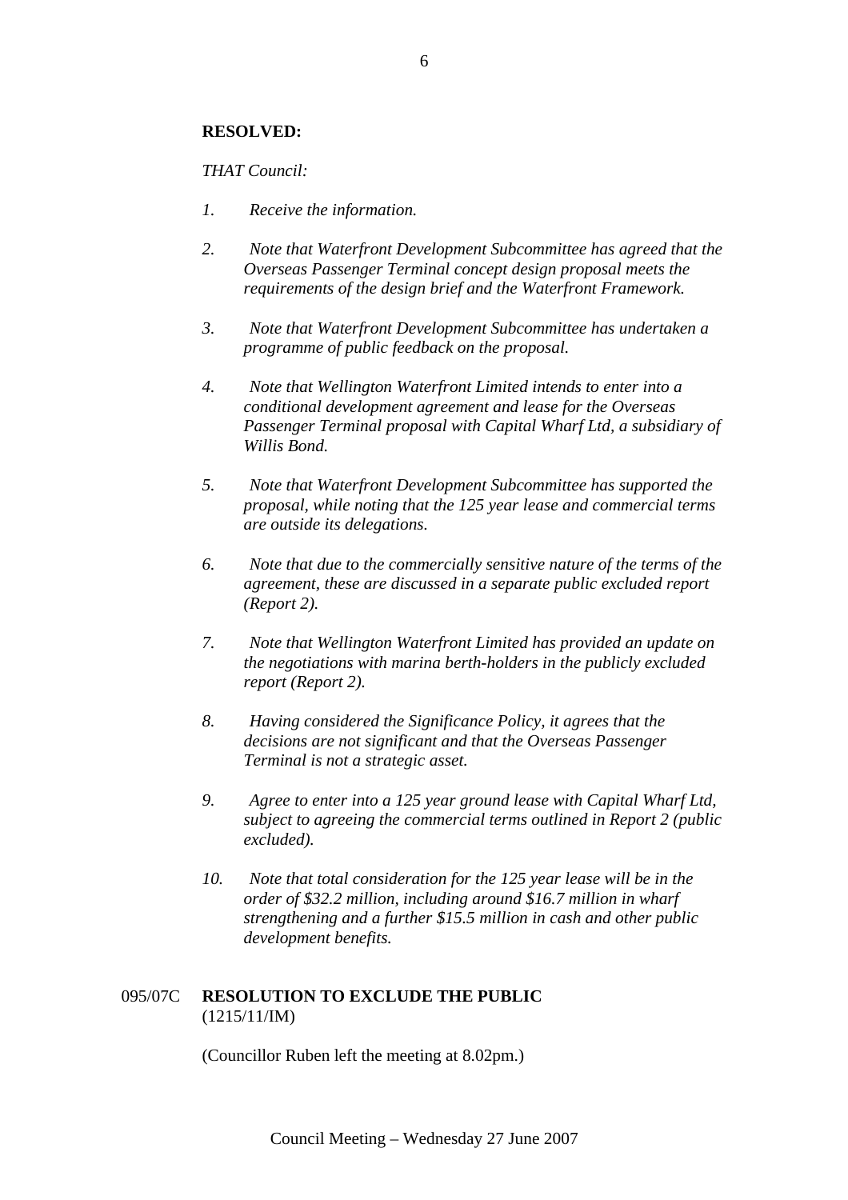**RESOLVED:**

*THAT Council:*

1. *Receive the information.*

2. *Note that Waterfront Development Subcommittee has agreed that the Overseas Passenger Terminal concept design proposal meets the requirements of the design brief and the Waterfront Framework.*

3. *Note that Waterfront Development Subcommittee has undertaken a programme of public feedback on the proposal.*

4. *Note that Wellington Waterfront Limited intends to enter into a conditional development agreement and lease for the Overseas Passenger Terminal proposal with Capital Wharf Ltd, a subsidiary of Willis Bond.*

5. *Note that Waterfront Development Subcommittee has supported the proposal, while noting that the 125 year lease and commercial terms are outside its delegations.*

6. *Note that due to the commercially sensitive nature of the terms of the agreement, these are discussed in a separate public excluded report (Report 2).*

7. *Note that Wellington Waterfront Limited has provided an update on the negotiations with marina berth-holders in the publicly excluded report (Report 2).*

8. *Having considered the Significance Policy, it agrees that the decisions are not significant and that the Overseas Passenger Terminal is not a strategic asset.*

9. *Agree to enter into a 125 year ground lease with Capital Wharf Ltd, subject to agreeing the commercial terms outlined in Report 2 (public excluded).*

10. *Note that total consideration for the 125 year lease will be in the order of $32.2 million, including around $16.7 million in wharf strengthening and a further $15.5 million in cash and other public development benefits.*

095/07C **RESOLUTION TO EXCLUDE THE PUBLIC**
(1215/11/IM)

(Councillor Ruben left the meeting at 8.02pm.)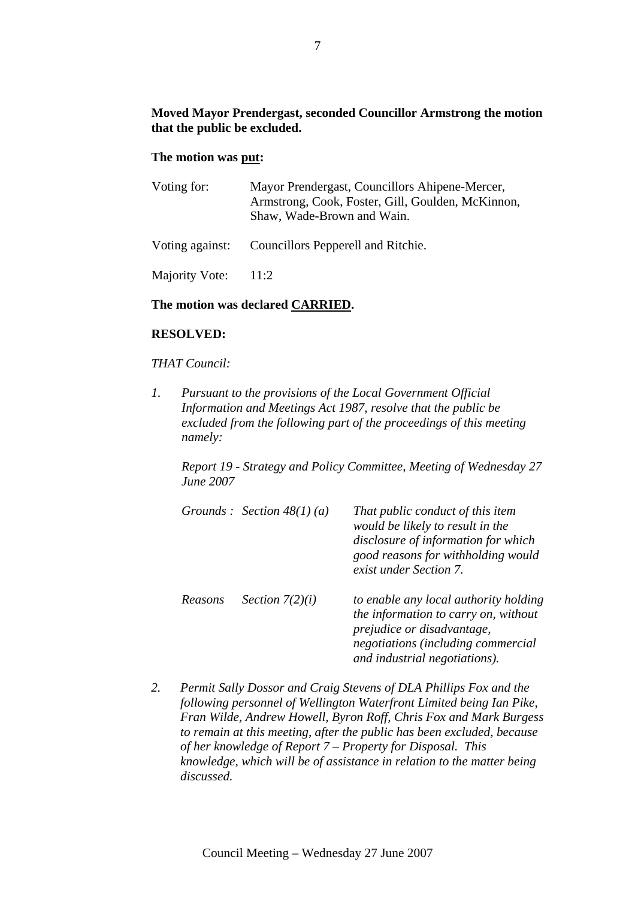**Moved Mayor Prendergast, seconded Councillor Armstrong the motion that the public be excluded.**

**The motion was put:**

| | |
|---|---|
| Voting for: | Mayor Prendergast, Councillors Ahipene-Mercer, Armstrong, Cook, Foster, Gill, Goulden, McKinnon, Shaw, Wade-Brown and Wain. |
| Voting against: | Councillors Pepperell and Ritchie. |
| Majority Vote: | 11:2 |

**The motion was declared CARRIED.**

**RESOLVED:**

*THAT Council:*

1. *Pursuant to the provisions of the Local Government Official Information and Meetings Act 1987, resolve that the public be excluded from the following part of the proceedings of this meeting namely:*

   *Report 19 - Strategy and Policy Committee, Meeting of Wednesday 27 June 2007*

   | | | |
   |---|---|---|
   | *Grounds :* | *Section 48(1) (a)* | *That public conduct of this item would be likely to result in the disclosure of information for which good reasons for withholding would exist under Section 7.* |
   | *Reasons* | *Section 7(2)(i)* | *to enable any local authority holding the information to carry on, without prejudice or disadvantage, negotiations (including commercial and industrial negotiations).* |

2. *Permit Sally Dossor and Craig Stevens of DLA Phillips Fox and the following personnel of Wellington Waterfront Limited being Ian Pike, Fran Wilde, Andrew Howell, Byron Roff, Chris Fox and Mark Burgess to remain at this meeting, after the public has been excluded, because of her knowledge of Report 7 – Property for Disposal. This knowledge, which will be of assistance in relation to the matter being discussed.*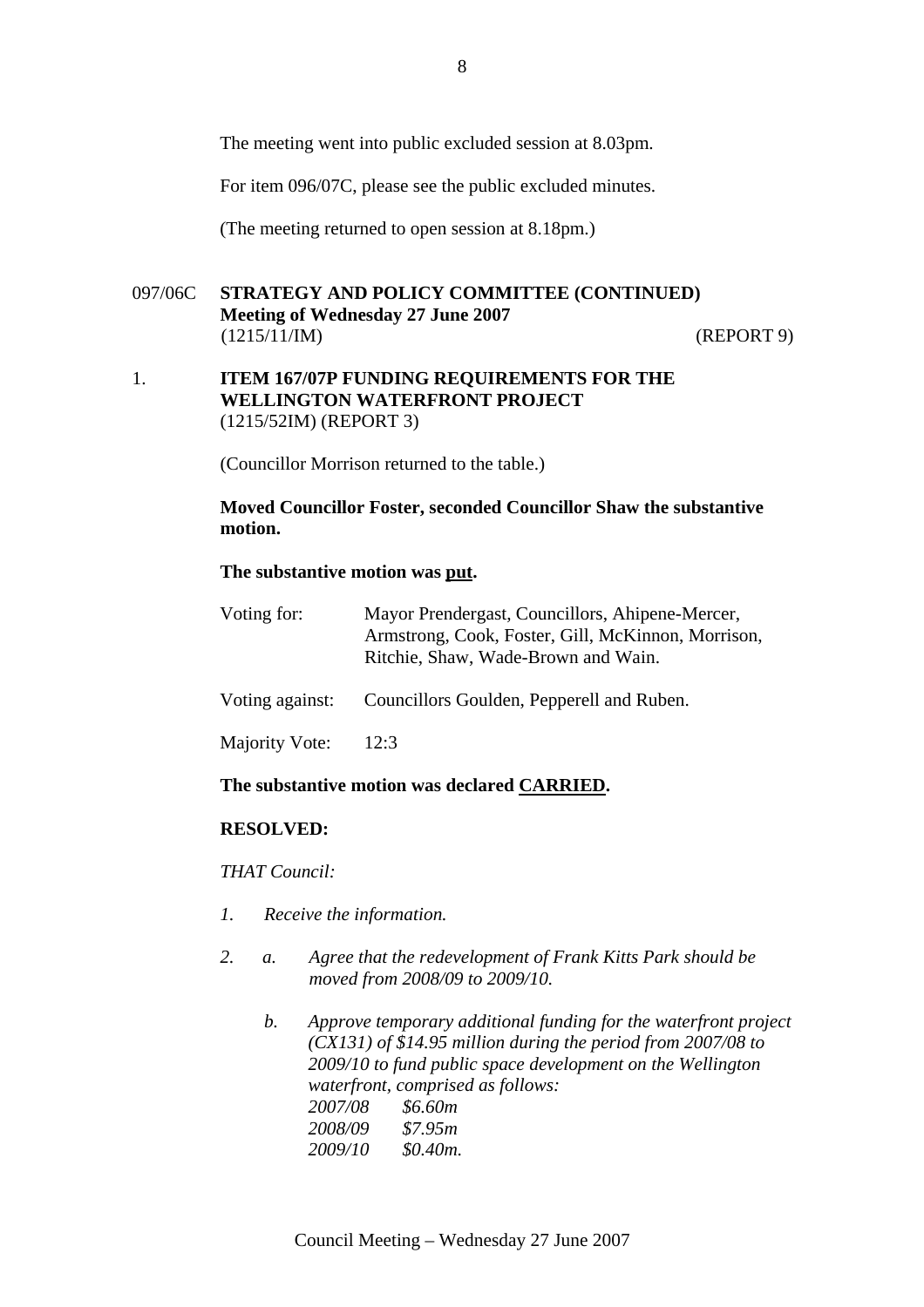The meeting went into public excluded session at 8.03pm.

For item 096/07C, please see the public excluded minutes.

(The meeting returned to open session at 8.18pm.)

## 097/06C STRATEGY AND POLICY COMMITTEE (CONTINUED)
**Meeting of Wednesday 27 June 2007**
(1215/11/IM) (REPORT 9)

### 1. ITEM 167/07P FUNDING REQUIREMENTS FOR THE WELLINGTON WATERFRONT PROJECT
(1215/52IM) (REPORT 3)

(Councillor Morrison returned to the table.)

**Moved Councillor Foster, seconded Councillor Shaw the substantive motion.**

**The substantive motion was <u>put</u>.**

Voting for: Mayor Prendergast, Councillors, Ahipene-Mercer, Armstrong, Cook, Foster, Gill, McKinnon, Morrison, Ritchie, Shaw, Wade-Brown and Wain.

Voting against: Councillors Goulden, Pepperell and Ruben.

Majority Vote: 12:3

**The substantive motion was declared <u>CARRIED</u>.**

**RESOLVED:**

*THAT Council:*

1. *Receive the information.*

2. a. *Agree that the redevelopment of Frank Kitts Park should be moved from 2008/09 to 2009/10.*

   b. *Approve temporary additional funding for the waterfront project (CX131) of $14.95 million during the period from 2007/08 to 2009/10 to fund public space development on the Wellington waterfront, comprised as follows:*
   *2007/08 $6.60m*
   *2008/09 $7.95m*
   *2009/10 $0.40m.*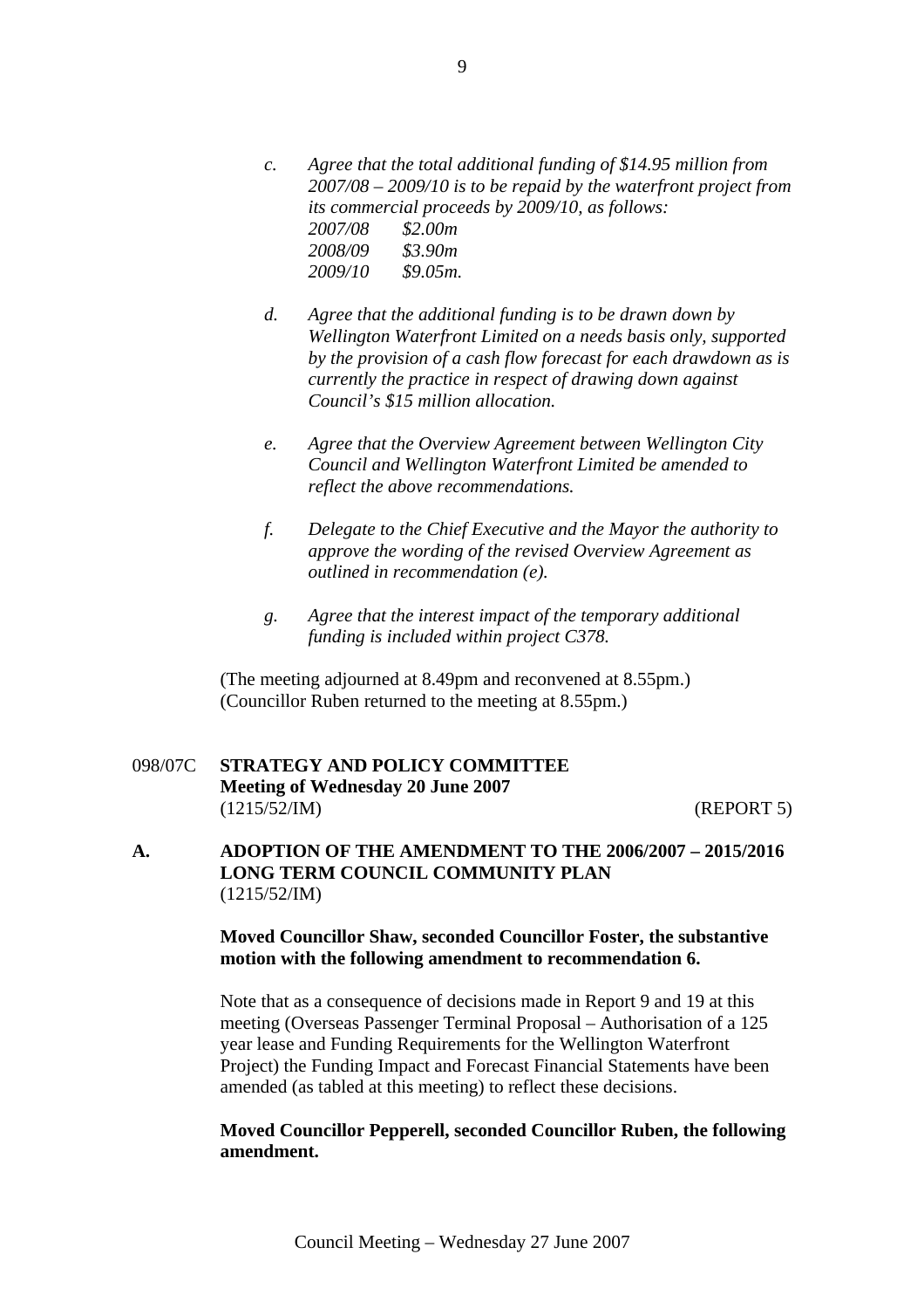*c. Agree that the total additional funding of $14.95 million from 2007/08 – 2009/10 is to be repaid by the waterfront project from its commercial proceeds by 2009/10, as follows:*
*2007/08 $2.00m*
*2008/09 $3.90m*
*2009/10 $9.05m.*

*d. Agree that the additional funding is to be drawn down by Wellington Waterfront Limited on a needs basis only, supported by the provision of a cash flow forecast for each drawdown as is currently the practice in respect of drawing down against Council's $15 million allocation.*

*e. Agree that the Overview Agreement between Wellington City Council and Wellington Waterfront Limited be amended to reflect the above recommendations.*

*f. Delegate to the Chief Executive and the Mayor the authority to approve the wording of the revised Overview Agreement as outlined in recommendation (e).*

*g. Agree that the interest impact of the temporary additional funding is included within project C378.*

(The meeting adjourned at 8.49pm and reconvened at 8.55pm.)
(Councillor Ruben returned to the meeting at 8.55pm.)

098/07C **STRATEGY AND POLICY COMMITTEE**
**Meeting of Wednesday 20 June 2007**
(1215/52/IM) (REPORT 5)

**A. ADOPTION OF THE AMENDMENT TO THE 2006/2007 – 2015/2016 LONG TERM COUNCIL COMMUNITY PLAN**
(1215/52/IM)

**Moved Councillor Shaw, seconded Councillor Foster, the substantive motion with the following amendment to recommendation 6.**

Note that as a consequence of decisions made in Report 9 and 19 at this meeting (Overseas Passenger Terminal Proposal – Authorisation of a 125 year lease and Funding Requirements for the Wellington Waterfront Project) the Funding Impact and Forecast Financial Statements have been amended (as tabled at this meeting) to reflect these decisions.

**Moved Councillor Pepperell, seconded Councillor Ruben, the following amendment.**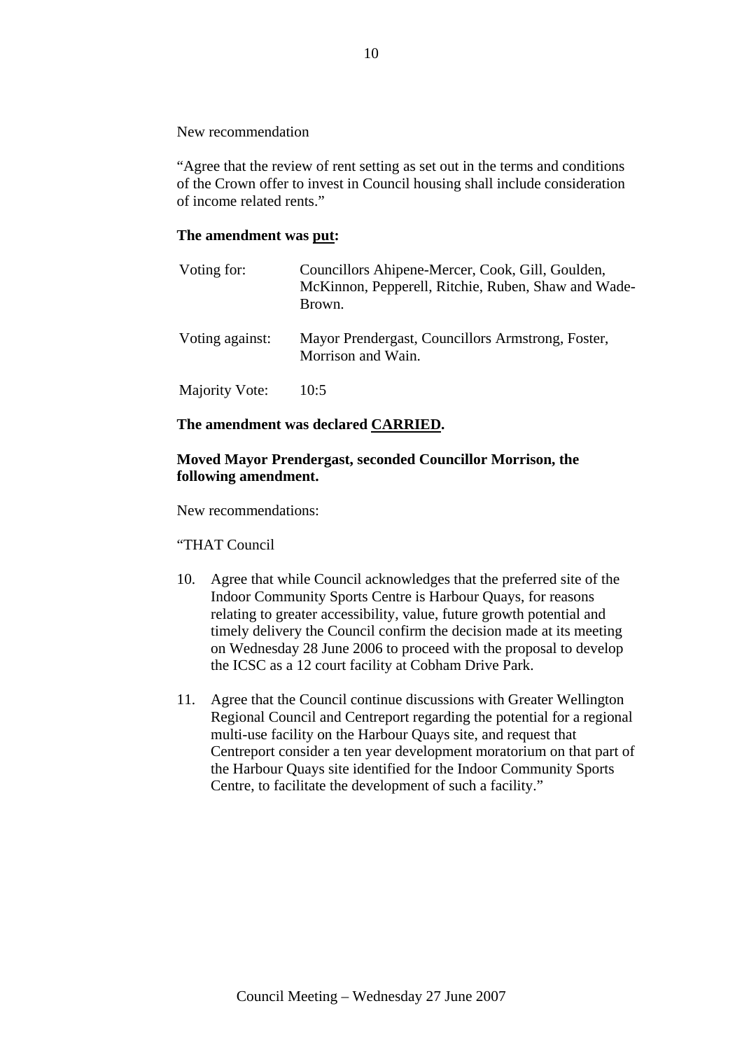New recommendation

"Agree that the review of rent setting as set out in the terms and conditions of the Crown offer to invest in Council housing shall include consideration of income related rents."

**The amendment was put:**

| | |
|---|---|
| Voting for: | Councillors Ahipene-Mercer, Cook, Gill, Goulden, McKinnon, Pepperell, Ritchie, Ruben, Shaw and Wade-Brown. |
| Voting against: | Mayor Prendergast, Councillors Armstrong, Foster, Morrison and Wain. |
| Majority Vote: | 10:5 |

**The amendment was declared CARRIED.**

**Moved Mayor Prendergast, seconded Councillor Morrison, the following amendment.**

New recommendations:

"THAT Council

10. Agree that while Council acknowledges that the preferred site of the Indoor Community Sports Centre is Harbour Quays, for reasons relating to greater accessibility, value, future growth potential and timely delivery the Council confirm the decision made at its meeting on Wednesday 28 June 2006 to proceed with the proposal to develop the ICSC as a 12 court facility at Cobham Drive Park.

11. Agree that the Council continue discussions with Greater Wellington Regional Council and Centreport regarding the potential for a regional multi-use facility on the Harbour Quays site, and request that Centreport consider a ten year development moratorium on that part of the Harbour Quays site identified for the Indoor Community Sports Centre, to facilitate the development of such a facility."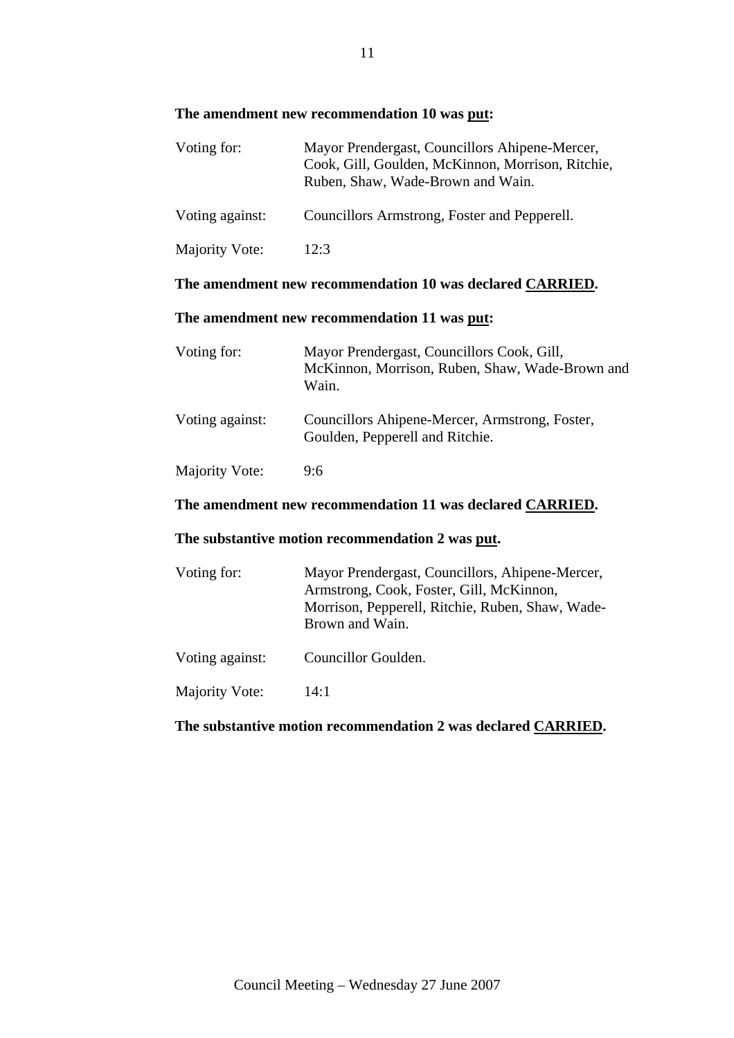**The amendment new recommendation 10 was put:**

| | |
|---|---|
| Voting for: | Mayor Prendergast, Councillors Ahipene-Mercer, Cook, Gill, Goulden, McKinnon, Morrison, Ritchie, Ruben, Shaw, Wade-Brown and Wain. |
| Voting against: | Councillors Armstrong, Foster and Pepperell. |
| Majority Vote: | 12:3 |

**The amendment new recommendation 10 was declared CARRIED.**

**The amendment new recommendation 11 was put:**

| | |
|---|---|
| Voting for: | Mayor Prendergast, Councillors Cook, Gill, McKinnon, Morrison, Ruben, Shaw, Wade-Brown and Wain. |
| Voting against: | Councillors Ahipene-Mercer, Armstrong, Foster, Goulden, Pepperell and Ritchie. |
| Majority Vote: | 9:6 |

**The amendment new recommendation 11 was declared CARRIED.**

**The substantive motion recommendation 2 was put.**

| | |
|---|---|
| Voting for: | Mayor Prendergast, Councillors, Ahipene-Mercer, Armstrong, Cook, Foster, Gill, McKinnon, Morrison, Pepperell, Ritchie, Ruben, Shaw, Wade-Brown and Wain. |
| Voting against: | Councillor Goulden. |
| Majority Vote: | 14:1 |

**The substantive motion recommendation 2 was declared CARRIED.**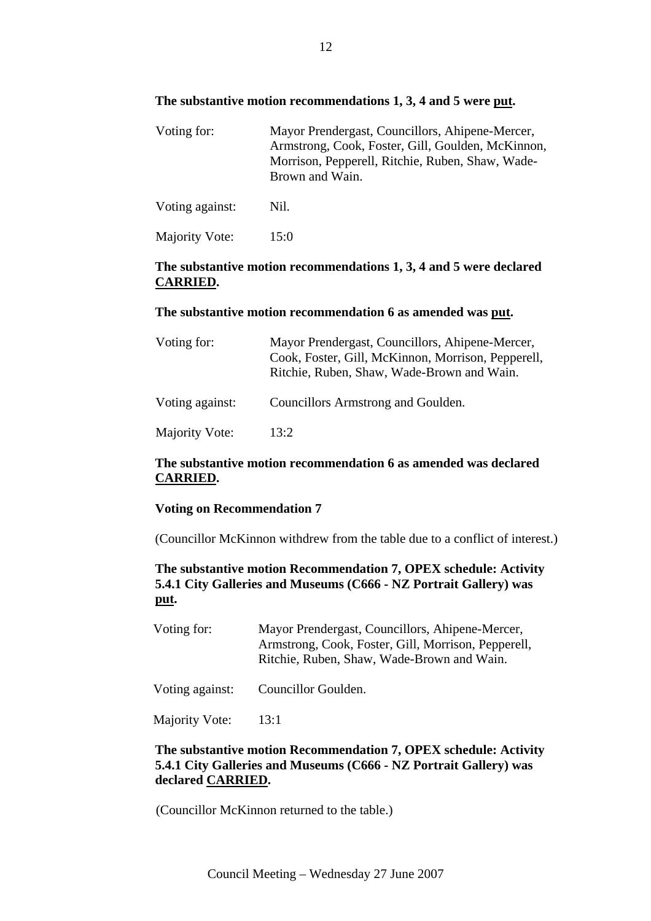**The substantive motion recommendations 1, 3, 4 and 5 were put.**

| | |
|---|---|
| Voting for: | Mayor Prendergast, Councillors, Ahipene-Mercer, Armstrong, Cook, Foster, Gill, Goulden, McKinnon, Morrison, Pepperell, Ritchie, Ruben, Shaw, Wade-Brown and Wain. |
| Voting against: | Nil. |
| Majority Vote: | 15:0 |

**The substantive motion recommendations 1, 3, 4 and 5 were declared CARRIED.**

**The substantive motion recommendation 6 as amended was put.**

| | |
|---|---|
| Voting for: | Mayor Prendergast, Councillors, Ahipene-Mercer, Cook, Foster, Gill, McKinnon, Morrison, Pepperell, Ritchie, Ruben, Shaw, Wade-Brown and Wain. |
| Voting against: | Councillors Armstrong and Goulden. |
| Majority Vote: | 13:2 |

**The substantive motion recommendation 6 as amended was declared CARRIED.**

**Voting on Recommendation 7**

(Councillor McKinnon withdrew from the table due to a conflict of interest.)

**The substantive motion Recommendation 7, OPEX schedule: Activity 5.4.1 City Galleries and Museums (C666 - NZ Portrait Gallery) was put.**

| | |
|---|---|
| Voting for: | Mayor Prendergast, Councillors, Ahipene-Mercer, Armstrong, Cook, Foster, Gill, Morrison, Pepperell, Ritchie, Ruben, Shaw, Wade-Brown and Wain. |
| Voting against: | Councillor Goulden. |
| Majority Vote: | 13:1 |

**The substantive motion Recommendation 7, OPEX schedule: Activity 5.4.1 City Galleries and Museums (C666 - NZ Portrait Gallery) was declared CARRIED.**

(Councillor McKinnon returned to the table.)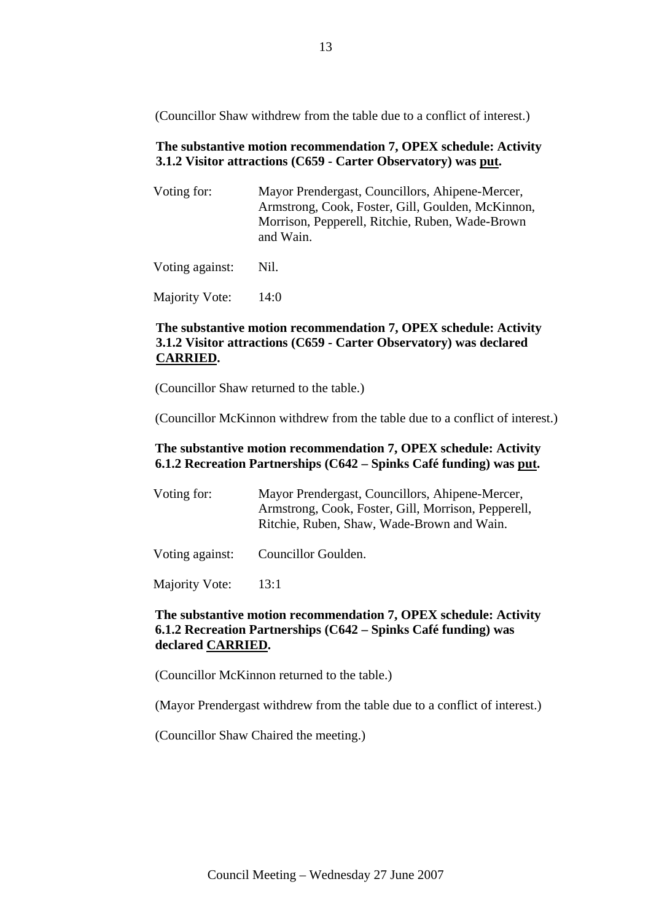(Councillor Shaw withdrew from the table due to a conflict of interest.)

**The substantive motion recommendation 7, OPEX schedule: Activity 3.1.2 Visitor attractions (C659 - Carter Observatory) was put.**

Voting for: Mayor Prendergast, Councillors, Ahipene-Mercer, Armstrong, Cook, Foster, Gill, Goulden, McKinnon, Morrison, Pepperell, Ritchie, Ruben, Wade-Brown and Wain.

Voting against: Nil.

Majority Vote: 14:0

**The substantive motion recommendation 7, OPEX schedule: Activity 3.1.2 Visitor attractions (C659 - Carter Observatory) was declared CARRIED.**

(Councillor Shaw returned to the table.)

(Councillor McKinnon withdrew from the table due to a conflict of interest.)

**The substantive motion recommendation 7, OPEX schedule: Activity 6.1.2 Recreation Partnerships (C642 – Spinks Café funding) was put.**

Voting for: Mayor Prendergast, Councillors, Ahipene-Mercer, Armstrong, Cook, Foster, Gill, Morrison, Pepperell, Ritchie, Ruben, Shaw, Wade-Brown and Wain.

Voting against: Councillor Goulden.

Majority Vote: 13:1

**The substantive motion recommendation 7, OPEX schedule: Activity 6.1.2 Recreation Partnerships (C642 – Spinks Café funding) was declared CARRIED.**

(Councillor McKinnon returned to the table.)

(Mayor Prendergast withdrew from the table due to a conflict of interest.)

(Councillor Shaw Chaired the meeting.)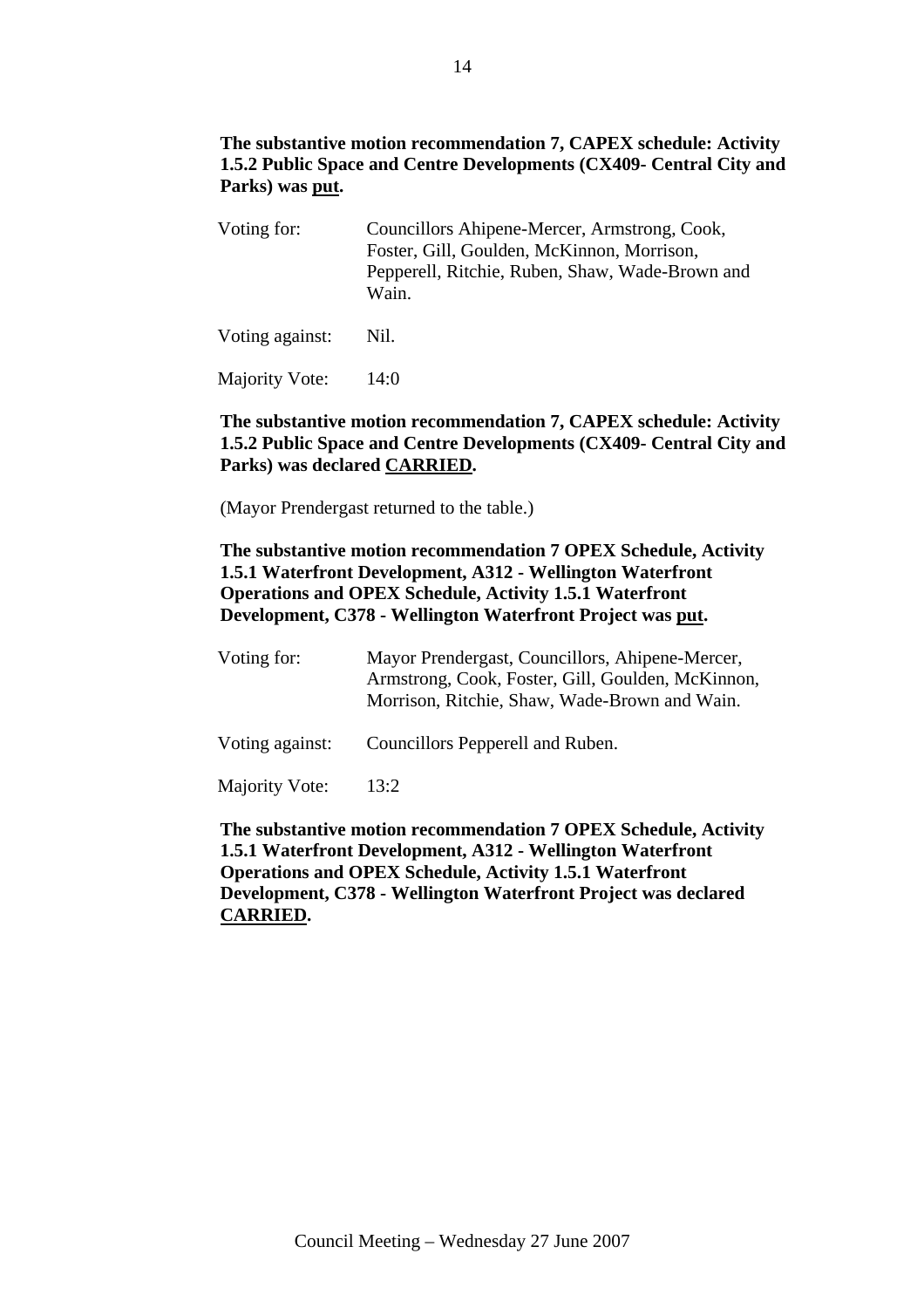**The substantive motion recommendation 7, CAPEX schedule: Activity 1.5.2 Public Space and Centre Developments (CX409- Central City and Parks) was put.**

| | |
|---|---|
| Voting for: | Councillors Ahipene-Mercer, Armstrong, Cook, Foster, Gill, Goulden, McKinnon, Morrison, Pepperell, Ritchie, Ruben, Shaw, Wade-Brown and Wain. |
| Voting against: | Nil. |
| Majority Vote: | 14:0 |

**The substantive motion recommendation 7, CAPEX schedule: Activity 1.5.2 Public Space and Centre Developments (CX409- Central City and Parks) was declared CARRIED.**

(Mayor Prendergast returned to the table.)

**The substantive motion recommendation 7 OPEX Schedule, Activity 1.5.1 Waterfront Development, A312 - Wellington Waterfront Operations and OPEX Schedule, Activity 1.5.1 Waterfront Development, C378 - Wellington Waterfront Project was put.**

| | |
|---|---|
| Voting for: | Mayor Prendergast, Councillors, Ahipene-Mercer, Armstrong, Cook, Foster, Gill, Goulden, McKinnon, Morrison, Ritchie, Shaw, Wade-Brown and Wain. |
| Voting against: | Councillors Pepperell and Ruben. |
| Majority Vote: | 13:2 |

**The substantive motion recommendation 7 OPEX Schedule, Activity 1.5.1 Waterfront Development, A312 - Wellington Waterfront Operations and OPEX Schedule, Activity 1.5.1 Waterfront Development, C378 - Wellington Waterfront Project was declared CARRIED.**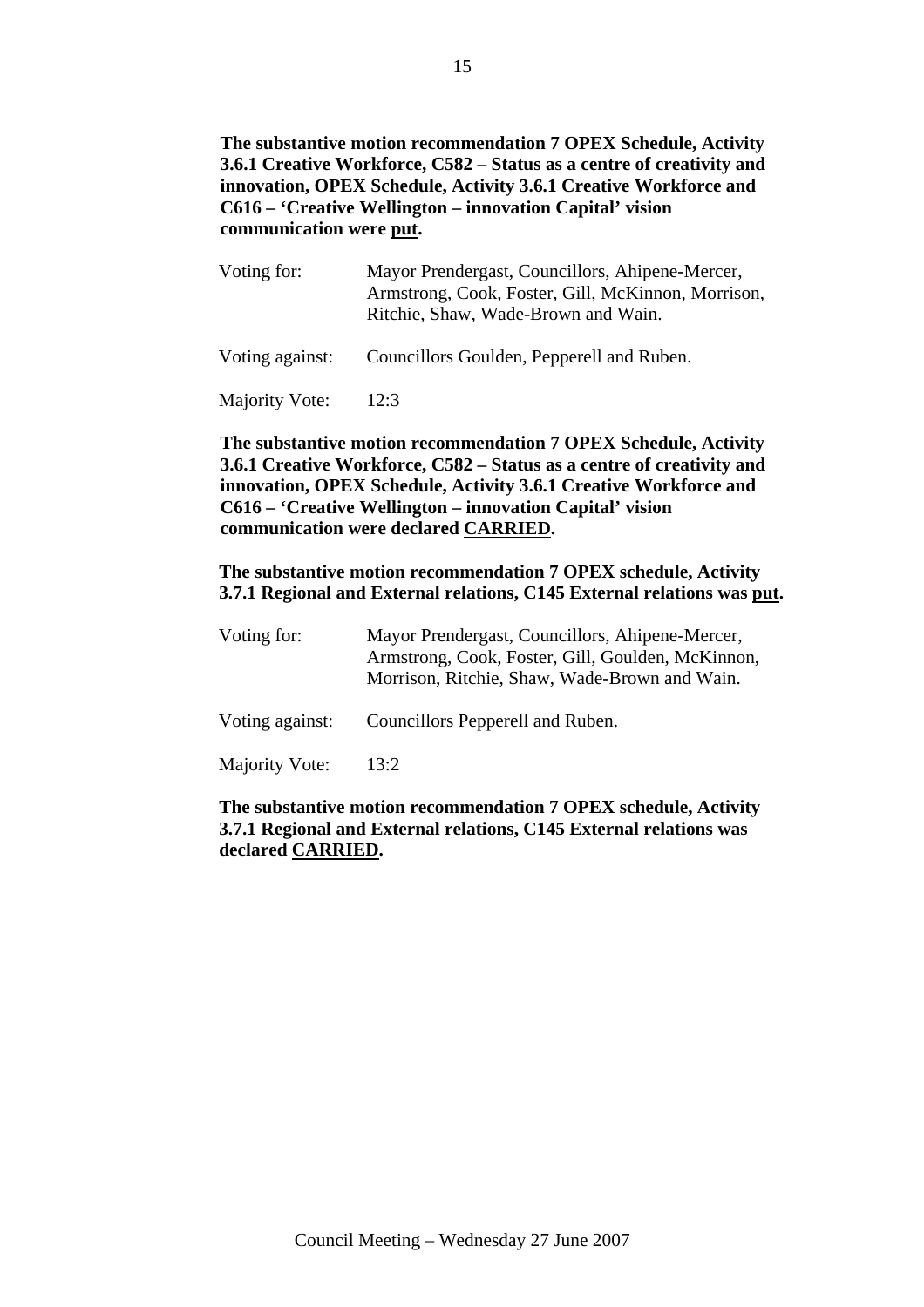**The substantive motion recommendation 7 OPEX Schedule, Activity 3.6.1 Creative Workforce, C582 – Status as a centre of creativity and innovation, OPEX Schedule, Activity 3.6.1 Creative Workforce and C616 – 'Creative Wellington – innovation Capital' vision communication were put.**

| | |
|---|---|
| Voting for: | Mayor Prendergast, Councillors, Ahipene-Mercer, Armstrong, Cook, Foster, Gill, McKinnon, Morrison, Ritchie, Shaw, Wade-Brown and Wain. |
| Voting against: | Councillors Goulden, Pepperell and Ruben. |
| Majority Vote: | 12:3 |

**The substantive motion recommendation 7 OPEX Schedule, Activity 3.6.1 Creative Workforce, C582 – Status as a centre of creativity and innovation, OPEX Schedule, Activity 3.6.1 Creative Workforce and C616 – 'Creative Wellington – innovation Capital' vision communication were declared CARRIED.**

**The substantive motion recommendation 7 OPEX schedule, Activity 3.7.1 Regional and External relations, C145 External relations was put.**

| | |
|---|---|
| Voting for: | Mayor Prendergast, Councillors, Ahipene-Mercer, Armstrong, Cook, Foster, Gill, Goulden, McKinnon, Morrison, Ritchie, Shaw, Wade-Brown and Wain. |
| Voting against: | Councillors Pepperell and Ruben. |
| Majority Vote: | 13:2 |

**The substantive motion recommendation 7 OPEX schedule, Activity 3.7.1 Regional and External relations, C145 External relations was declared CARRIED.**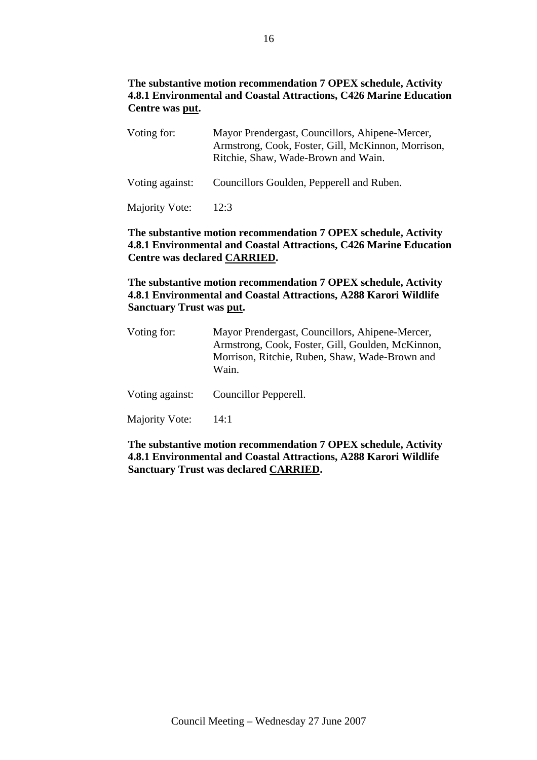**The substantive motion recommendation 7 OPEX schedule, Activity 4.8.1 Environmental and Coastal Attractions, C426 Marine Education Centre was put.**

| | |
|---|---|
| Voting for: | Mayor Prendergast, Councillors, Ahipene-Mercer, Armstrong, Cook, Foster, Gill, McKinnon, Morrison, Ritchie, Shaw, Wade-Brown and Wain. |
| Voting against: | Councillors Goulden, Pepperell and Ruben. |
| Majority Vote: | 12:3 |

**The substantive motion recommendation 7 OPEX schedule, Activity 4.8.1 Environmental and Coastal Attractions, C426 Marine Education Centre was declared CARRIED.**

**The substantive motion recommendation 7 OPEX schedule, Activity 4.8.1 Environmental and Coastal Attractions, A288 Karori Wildlife Sanctuary Trust was put.**

| | |
|---|---|
| Voting for: | Mayor Prendergast, Councillors, Ahipene-Mercer, Armstrong, Cook, Foster, Gill, Goulden, McKinnon, Morrison, Ritchie, Ruben, Shaw, Wade-Brown and Wain. |
| Voting against: | Councillor Pepperell. |
| Majority Vote: | 14:1 |

**The substantive motion recommendation 7 OPEX schedule, Activity 4.8.1 Environmental and Coastal Attractions, A288 Karori Wildlife Sanctuary Trust was declared CARRIED.**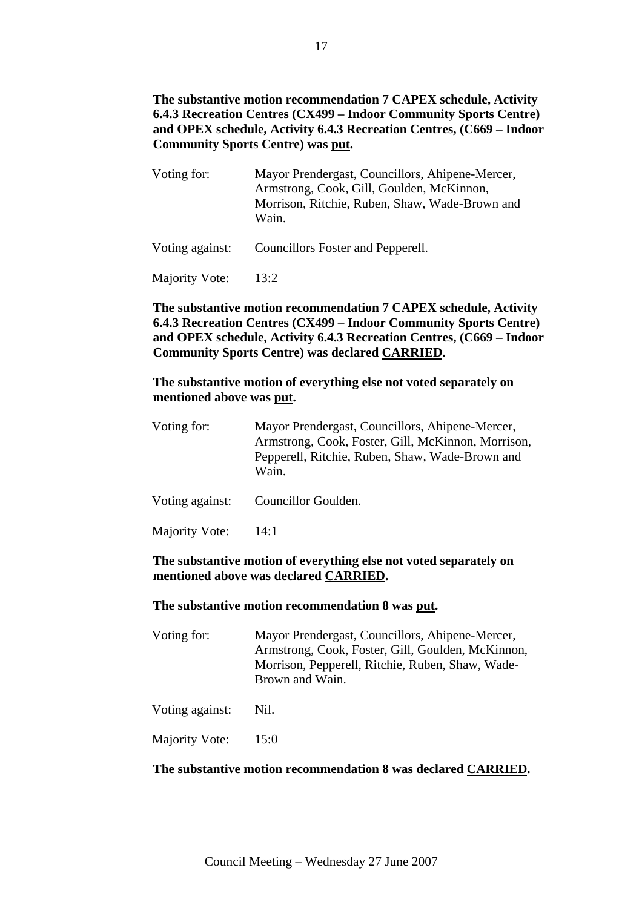**The substantive motion recommendation 7 CAPEX schedule, Activity 6.4.3 Recreation Centres (CX499 – Indoor Community Sports Centre) and OPEX schedule, Activity 6.4.3 Recreation Centres, (C669 – Indoor Community Sports Centre) was put.**

Voting for: Mayor Prendergast, Councillors, Ahipene-Mercer, Armstrong, Cook, Gill, Goulden, McKinnon, Morrison, Ritchie, Ruben, Shaw, Wade-Brown and Wain.

Voting against: Councillors Foster and Pepperell.

Majority Vote: 13:2

**The substantive motion recommendation 7 CAPEX schedule, Activity 6.4.3 Recreation Centres (CX499 – Indoor Community Sports Centre) and OPEX schedule, Activity 6.4.3 Recreation Centres, (C669 – Indoor Community Sports Centre) was declared CARRIED.**

**The substantive motion of everything else not voted separately on mentioned above was put.**

Voting for: Mayor Prendergast, Councillors, Ahipene-Mercer, Armstrong, Cook, Foster, Gill, McKinnon, Morrison, Pepperell, Ritchie, Ruben, Shaw, Wade-Brown and Wain.

Voting against: Councillor Goulden.

Majority Vote: 14:1

**The substantive motion of everything else not voted separately on mentioned above was declared CARRIED.**

**The substantive motion recommendation 8 was put.**

Voting for: Mayor Prendergast, Councillors, Ahipene-Mercer, Armstrong, Cook, Foster, Gill, Goulden, McKinnon, Morrison, Pepperell, Ritchie, Ruben, Shaw, Wade-Brown and Wain.

Voting against: Nil.

Majority Vote: 15:0

**The substantive motion recommendation 8 was declared CARRIED.**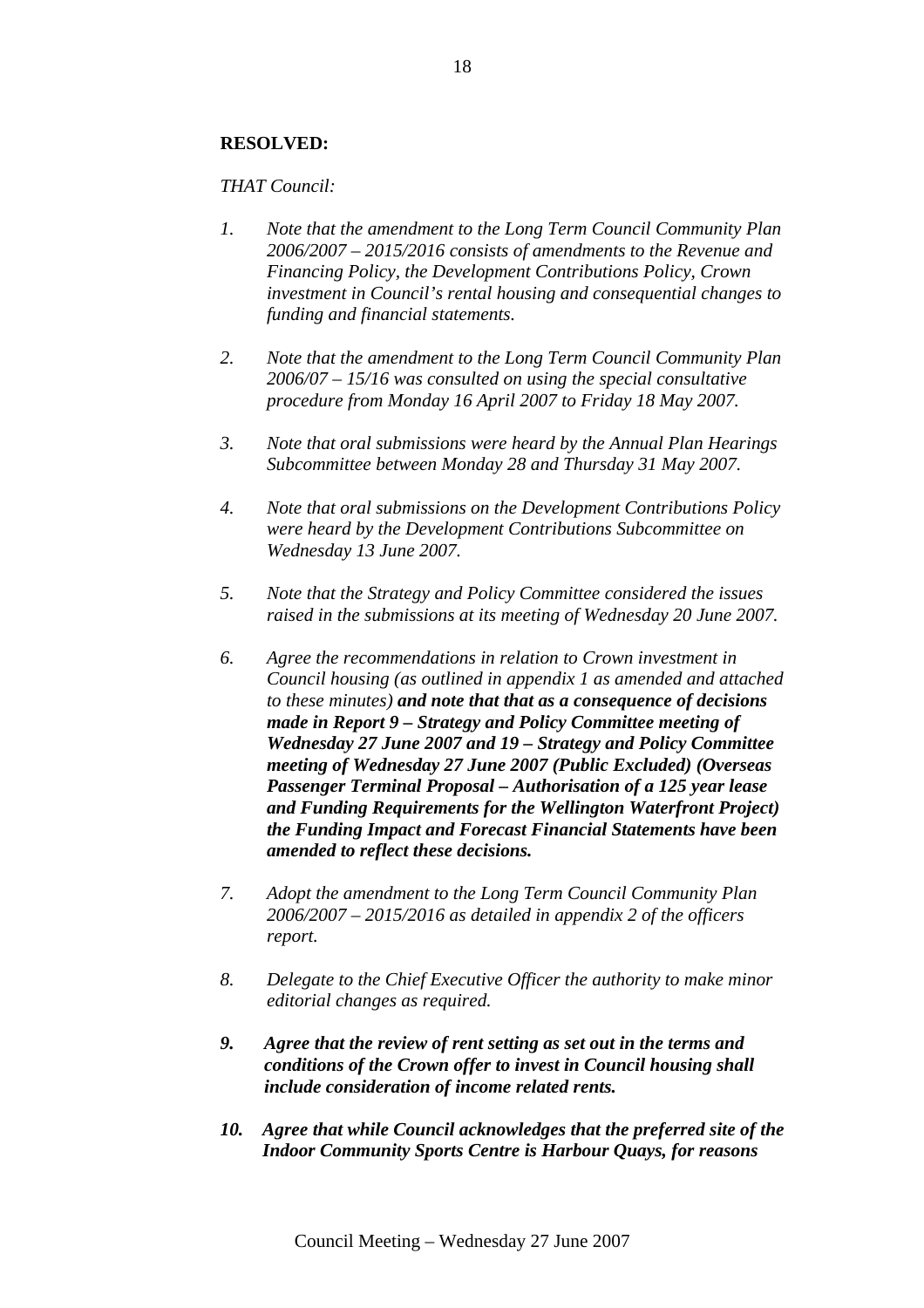**RESOLVED:**

*THAT Council:*

1. *Note that the amendment to the Long Term Council Community Plan 2006/2007 – 2015/2016 consists of amendments to the Revenue and Financing Policy, the Development Contributions Policy, Crown investment in Council's rental housing and consequential changes to funding and financial statements.*

2. *Note that the amendment to the Long Term Council Community Plan 2006/07 – 15/16 was consulted on using the special consultative procedure from Monday 16 April 2007 to Friday 18 May 2007.*

3. *Note that oral submissions were heard by the Annual Plan Hearings Subcommittee between Monday 28 and Thursday 31 May 2007.*

4. *Note that oral submissions on the Development Contributions Policy were heard by the Development Contributions Subcommittee on Wednesday 13 June 2007.*

5. *Note that the Strategy and Policy Committee considered the issues raised in the submissions at its meeting of Wednesday 20 June 2007.*

6. *Agree the recommendations in relation to Crown investment in Council housing (as outlined in appendix 1 as amended and attached to these minutes)* ***and note that that as a consequence of decisions made in Report 9 – Strategy and Policy Committee meeting of Wednesday 27 June 2007 and 19 – Strategy and Policy Committee meeting of Wednesday 27 June 2007 (Public Excluded) (Overseas Passenger Terminal Proposal – Authorisation of a 125 year lease and Funding Requirements for the Wellington Waterfront Project) the Funding Impact and Forecast Financial Statements have been amended to reflect these decisions.***

7. *Adopt the amendment to the Long Term Council Community Plan 2006/2007 – 2015/2016 as detailed in appendix 2 of the officers report.*

8. *Delegate to the Chief Executive Officer the authority to make minor editorial changes as required.*

9. ***Agree that the review of rent setting as set out in the terms and conditions of the Crown offer to invest in Council housing shall include consideration of income related rents.***

10. ***Agree that while Council acknowledges that the preferred site of the Indoor Community Sports Centre is Harbour Quays, for reasons***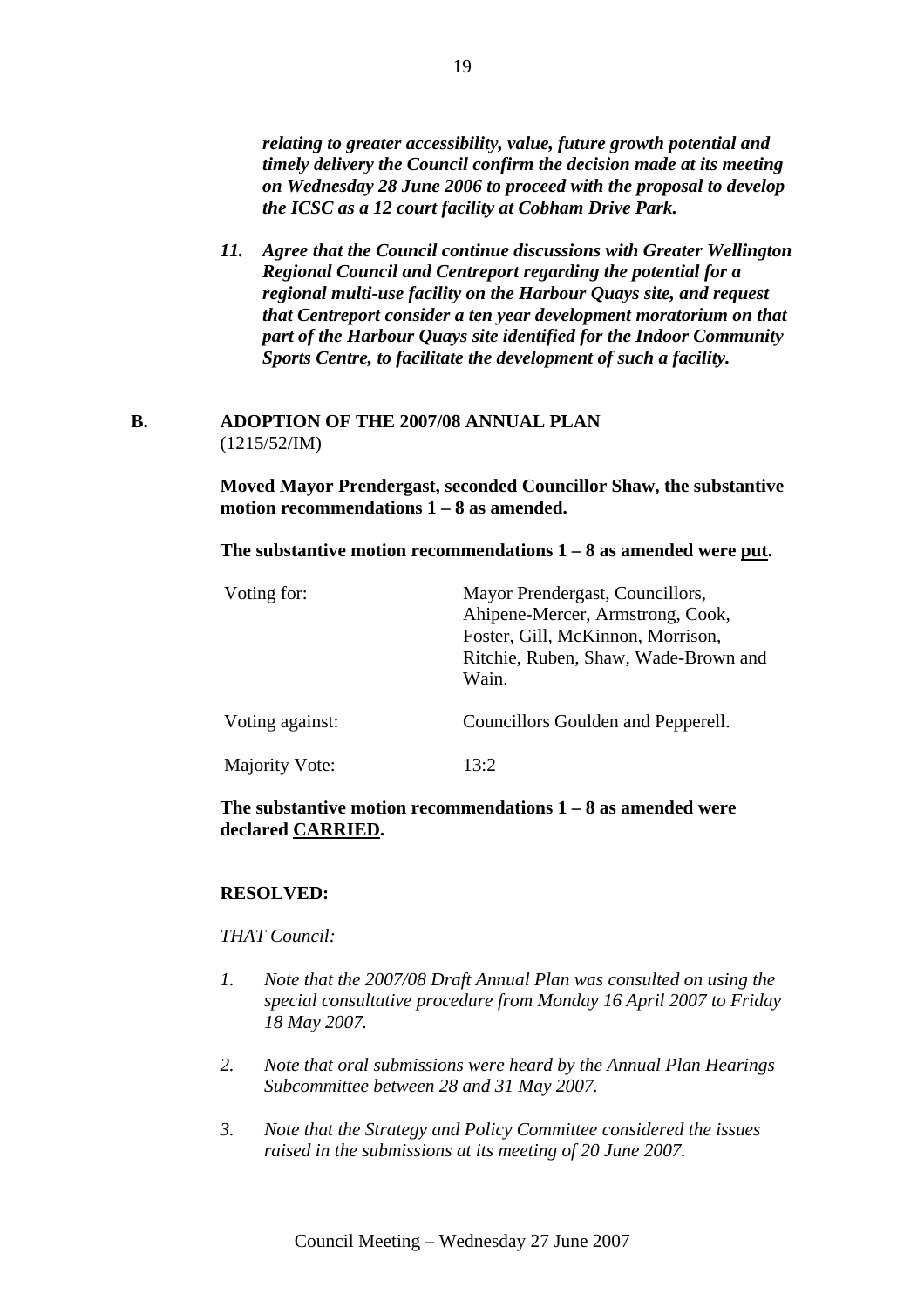***relating to greater accessibility, value, future growth potential and timely delivery the Council confirm the decision made at its meeting on Wednesday 28 June 2006 to proceed with the proposal to develop the ICSC as a 12 court facility at Cobham Drive Park.***

11. ***Agree that the Council continue discussions with Greater Wellington Regional Council and Centreport regarding the potential for a regional multi-use facility on the Harbour Quays site, and request that Centreport consider a ten year development moratorium on that part of the Harbour Quays site identified for the Indoor Community Sports Centre, to facilitate the development of such a facility.***

## B. ADOPTION OF THE 2007/08 ANNUAL PLAN

(1215/52/IM)

**Moved Mayor Prendergast, seconded Councillor Shaw, the substantive motion recommendations 1 – 8 as amended.**

**The substantive motion recommendations 1 – 8 as amended were <u>put</u>.**

| | |
|---|---|
| Voting for: | Mayor Prendergast, Councillors, Ahipene-Mercer, Armstrong, Cook, Foster, Gill, McKinnon, Morrison, Ritchie, Ruben, Shaw, Wade-Brown and Wain. |
| Voting against: | Councillors Goulden and Pepperell. |
| Majority Vote: | 13:2 |

**The substantive motion recommendations 1 – 8 as amended were declared <u>CARRIED</u>.**

**RESOLVED:**

*THAT Council:*

1. *Note that the 2007/08 Draft Annual Plan was consulted on using the special consultative procedure from Monday 16 April 2007 to Friday 18 May 2007.*

2. *Note that oral submissions were heard by the Annual Plan Hearings Subcommittee between 28 and 31 May 2007.*

3. *Note that the Strategy and Policy Committee considered the issues raised in the submissions at its meeting of 20 June 2007.*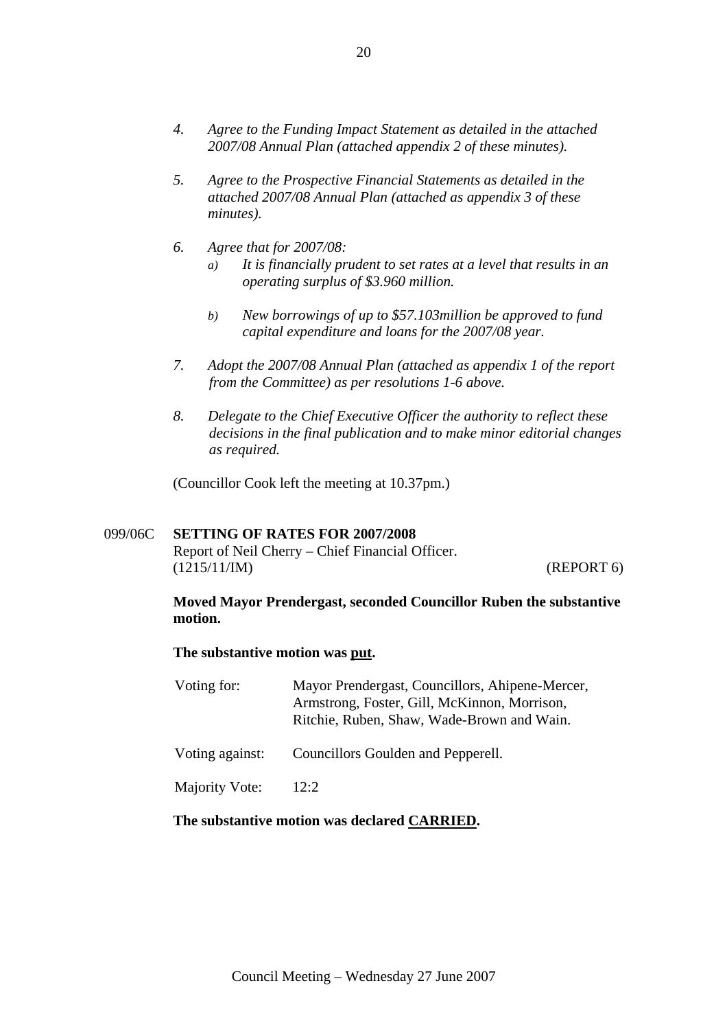4. *Agree to the Funding Impact Statement as detailed in the attached 2007/08 Annual Plan (attached appendix 2 of these minutes).*

5. *Agree to the Prospective Financial Statements as detailed in the attached 2007/08 Annual Plan (attached as appendix 3 of these minutes).*

6. *Agree that for 2007/08:*
   *a) It is financially prudent to set rates at a level that results in an operating surplus of $3.960 million.*

   *b) New borrowings of up to $57.103million be approved to fund capital expenditure and loans for the 2007/08 year.*

7. *Adopt the 2007/08 Annual Plan (attached as appendix 1 of the report from the Committee) as per resolutions 1-6 above.*

8. *Delegate to the Chief Executive Officer the authority to reflect these decisions in the final publication and to make minor editorial changes as required.*

(Councillor Cook left the meeting at 10.37pm.)

099/06C **SETTING OF RATES FOR 2007/2008**
Report of Neil Cherry – Chief Financial Officer.
(1215/11/IM) (REPORT 6)

**Moved Mayor Prendergast, seconded Councillor Ruben the substantive motion.**

**The substantive motion was put.**

Voting for: Mayor Prendergast, Councillors, Ahipene-Mercer, Armstrong, Foster, Gill, McKinnon, Morrison, Ritchie, Ruben, Shaw, Wade-Brown and Wain.

Voting against: Councillors Goulden and Pepperell.

Majority Vote: 12:2

**The substantive motion was declared CARRIED.**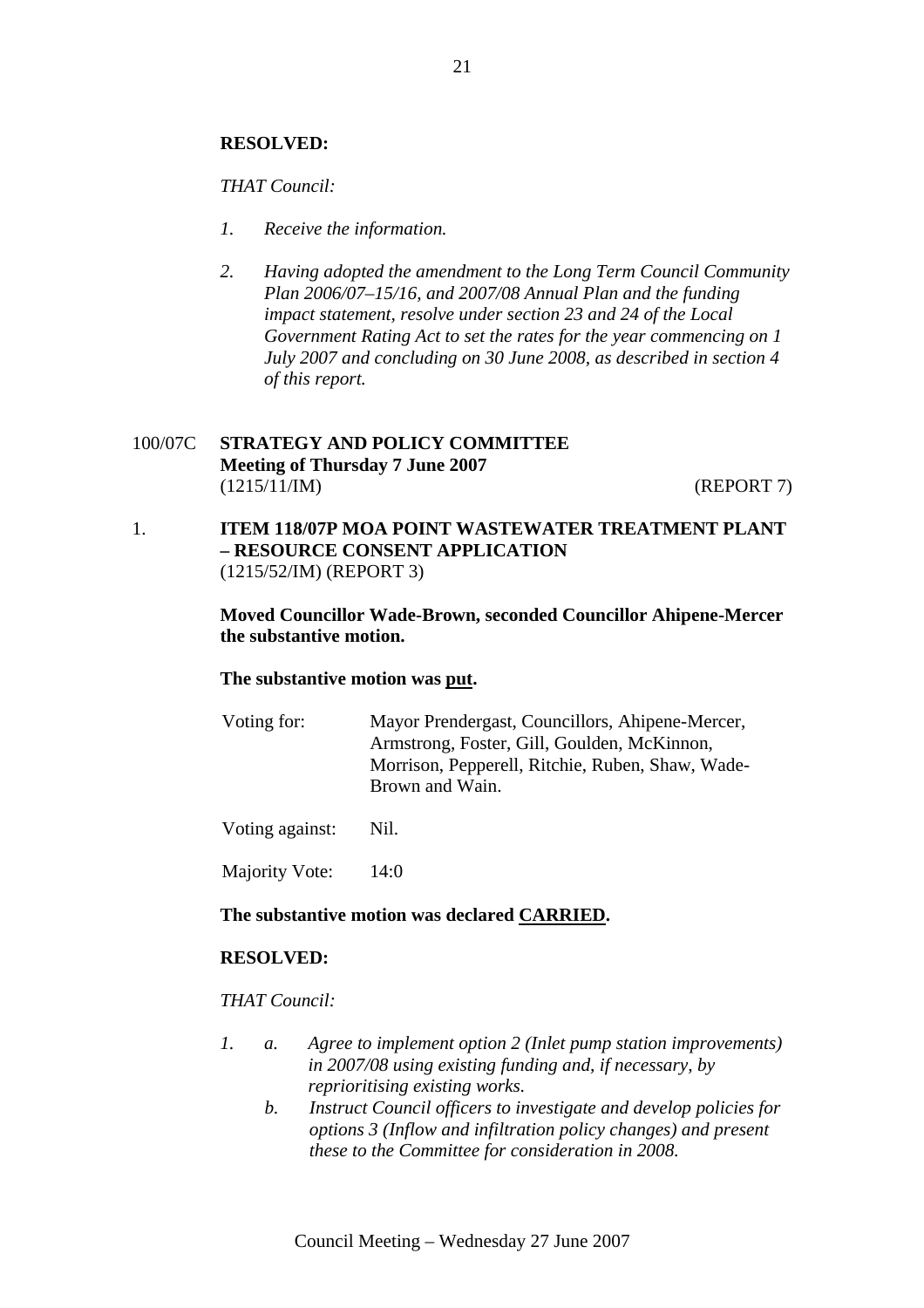**RESOLVED:**

*THAT Council:*

1. *Receive the information.*

2. *Having adopted the amendment to the Long Term Council Community Plan 2006/07–15/16, and 2007/08 Annual Plan and the funding impact statement, resolve under section 23 and 24 of the Local Government Rating Act to set the rates for the year commencing on 1 July 2007 and concluding on 30 June 2008, as described in section 4 of this report.*

100/07C **STRATEGY AND POLICY COMMITTEE**
**Meeting of Thursday 7 June 2007**
(1215/11/IM) (REPORT 7)

1. **ITEM 118/07P MOA POINT WASTEWATER TREATMENT PLANT – RESOURCE CONSENT APPLICATION**
(1215/52/IM) (REPORT 3)

**Moved Councillor Wade-Brown, seconded Councillor Ahipene-Mercer the substantive motion.**

**The substantive motion was put.**

| | |
|---|---|
| Voting for: | Mayor Prendergast, Councillors, Ahipene-Mercer, Armstrong, Foster, Gill, Goulden, McKinnon, Morrison, Pepperell, Ritchie, Ruben, Shaw, Wade-Brown and Wain. |
| Voting against: | Nil. |
| Majority Vote: | 14:0 |

**The substantive motion was declared CARRIED.**

**RESOLVED:**

*THAT Council:*

1. a. *Agree to implement option 2 (Inlet pump station improvements) in 2007/08 using existing funding and, if necessary, by reprioritising existing works.*
   b. *Instruct Council officers to investigate and develop policies for options 3 (Inflow and infiltration policy changes) and present these to the Committee for consideration in 2008.*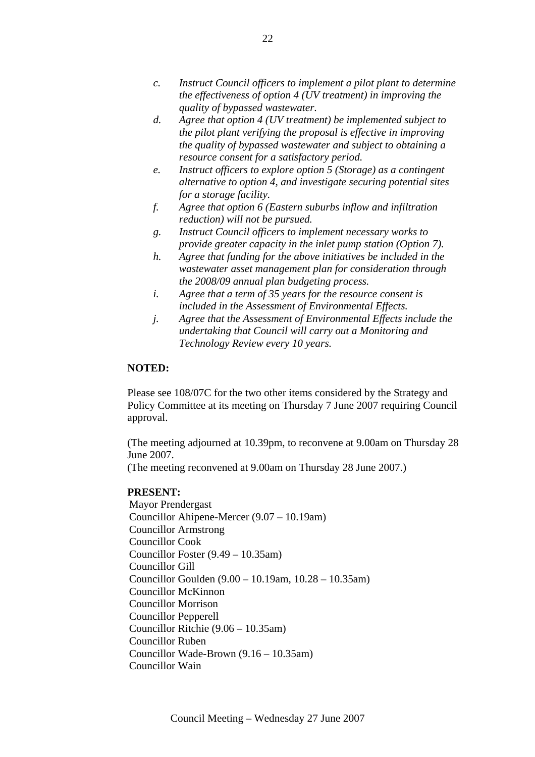*c. Instruct Council officers to implement a pilot plant to determine the effectiveness of option 4 (UV treatment) in improving the quality of bypassed wastewater.*

*d. Agree that option 4 (UV treatment) be implemented subject to the pilot plant verifying the proposal is effective in improving the quality of bypassed wastewater and subject to obtaining a resource consent for a satisfactory period.*

*e. Instruct officers to explore option 5 (Storage) as a contingent alternative to option 4, and investigate securing potential sites for a storage facility.*

*f. Agree that option 6 (Eastern suburbs inflow and infiltration reduction) will not be pursued.*

*g. Instruct Council officers to implement necessary works to provide greater capacity in the inlet pump station (Option 7).*

*h. Agree that funding for the above initiatives be included in the wastewater asset management plan for consideration through the 2008/09 annual plan budgeting process.*

*i. Agree that a term of 35 years for the resource consent is included in the Assessment of Environmental Effects.*

*j. Agree that the Assessment of Environmental Effects include the undertaking that Council will carry out a Monitoring and Technology Review every 10 years.*

**NOTED:**

Please see 108/07C for the two other items considered by the Strategy and Policy Committee at its meeting on Thursday 7 June 2007 requiring Council approval.

(The meeting adjourned at 10.39pm, to reconvene at 9.00am on Thursday 28 June 2007.
(The meeting reconvened at 9.00am on Thursday 28 June 2007.)

**PRESENT:**

Mayor Prendergast
Councillor Ahipene-Mercer (9.07 – 10.19am)
Councillor Armstrong
Councillor Cook
Councillor Foster (9.49 – 10.35am)
Councillor Gill
Councillor Goulden (9.00 – 10.19am, 10.28 – 10.35am)
Councillor McKinnon
Councillor Morrison
Councillor Pepperell
Councillor Ritchie (9.06 – 10.35am)
Councillor Ruben
Councillor Wade-Brown (9.16 – 10.35am)
Councillor Wain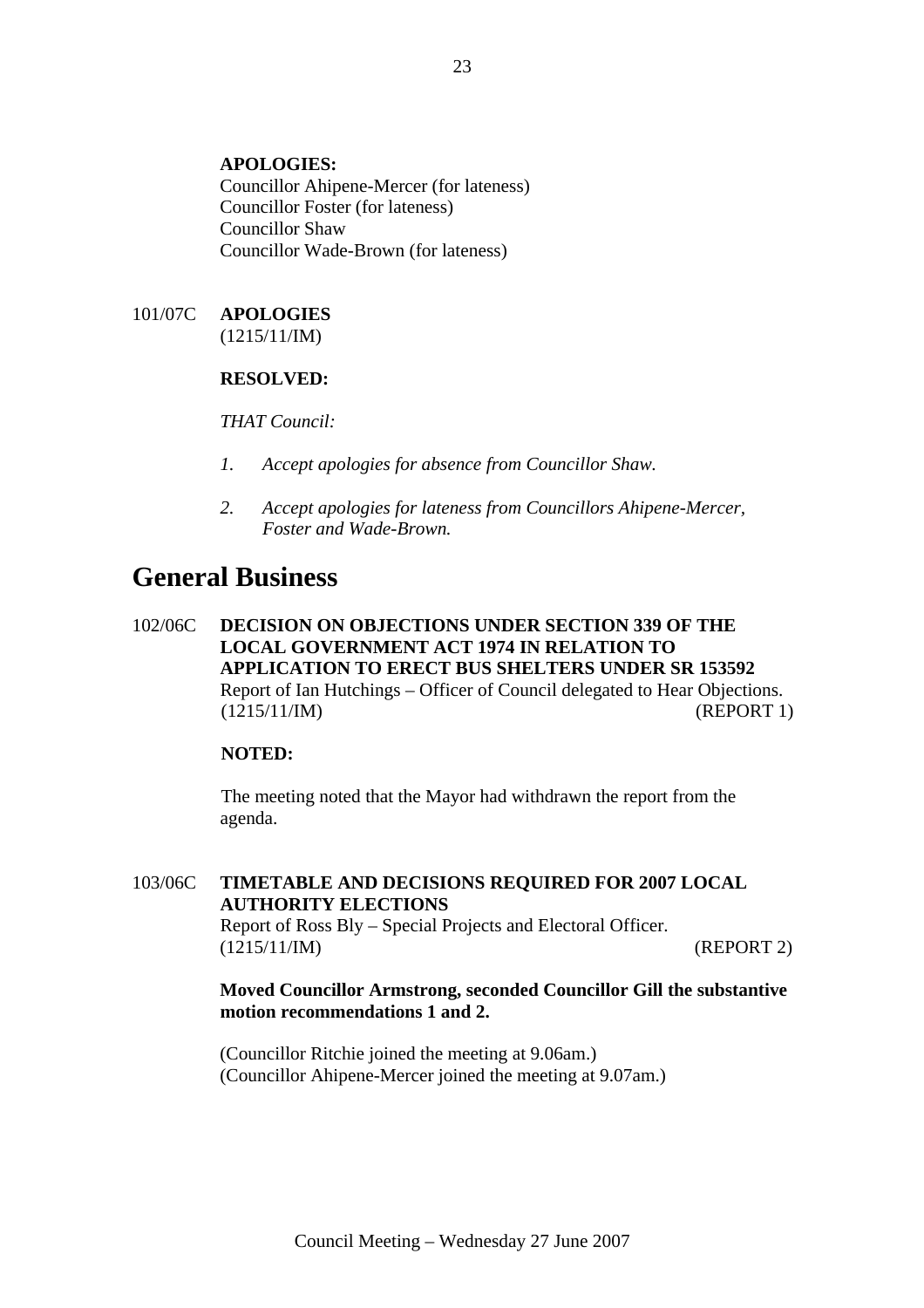**APOLOGIES:**
Councillor Ahipene-Mercer (for lateness)
Councillor Foster (for lateness)
Councillor Shaw
Councillor Wade-Brown (for lateness)

101/07C **APOLOGIES**
(1215/11/IM)

**RESOLVED:**

*THAT Council:*

*1. Accept apologies for absence from Councillor Shaw.*

*2. Accept apologies for lateness from Councillors Ahipene-Mercer, Foster and Wade-Brown.*

# General Business

102/06C **DECISION ON OBJECTIONS UNDER SECTION 339 OF THE LOCAL GOVERNMENT ACT 1974 IN RELATION TO APPLICATION TO ERECT BUS SHELTERS UNDER SR 153592**
Report of Ian Hutchings – Officer of Council delegated to Hear Objections.
(1215/11/IM) (REPORT 1)

**NOTED:**

The meeting noted that the Mayor had withdrawn the report from the agenda.

103/06C **TIMETABLE AND DECISIONS REQUIRED FOR 2007 LOCAL AUTHORITY ELECTIONS**
Report of Ross Bly – Special Projects and Electoral Officer.
(1215/11/IM) (REPORT 2)

**Moved Councillor Armstrong, seconded Councillor Gill the substantive motion recommendations 1 and 2.**

(Councillor Ritchie joined the meeting at 9.06am.)
(Councillor Ahipene-Mercer joined the meeting at 9.07am.)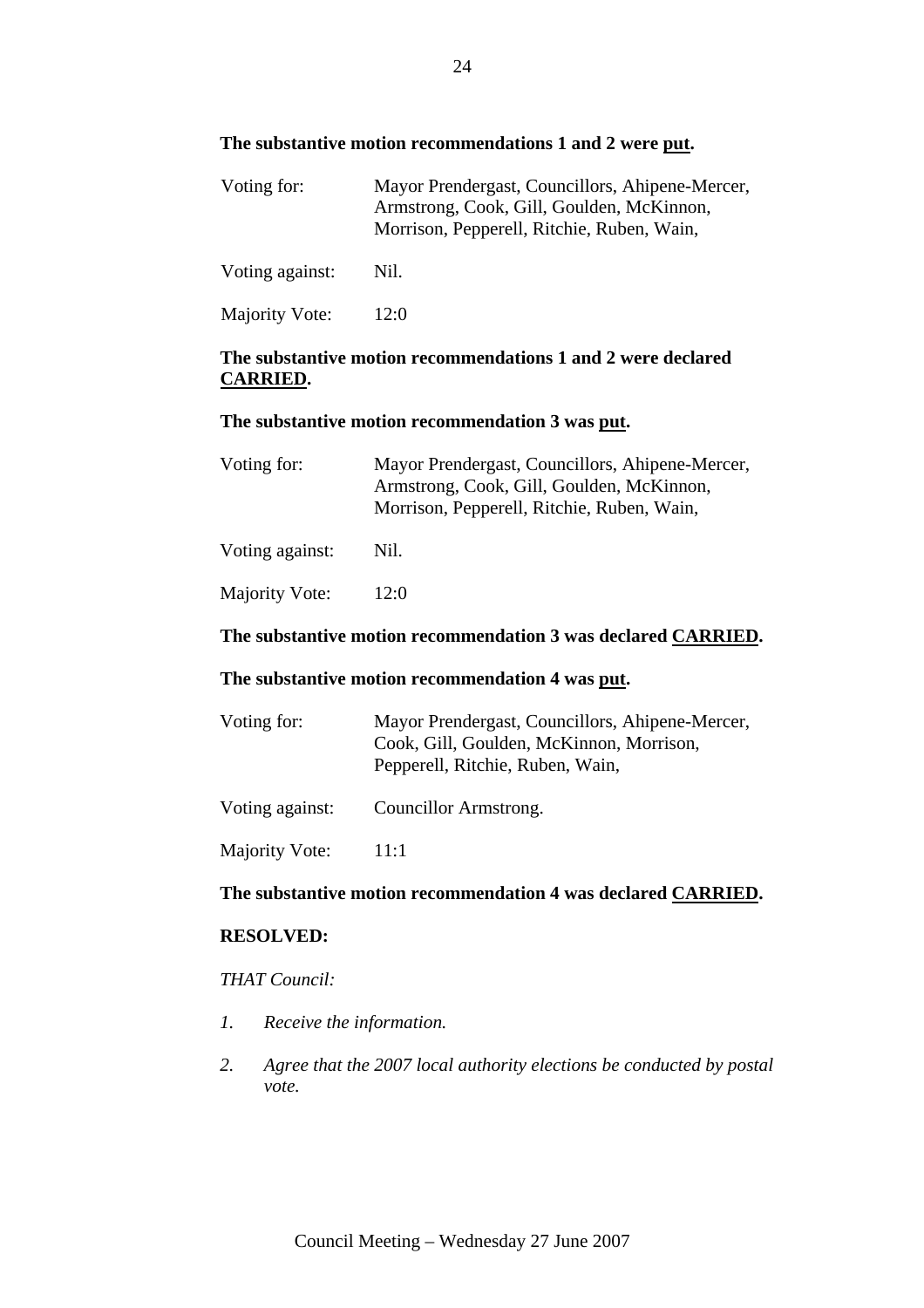**The substantive motion recommendations 1 and 2 were put.**

| | |
|---|---|
| Voting for: | Mayor Prendergast, Councillors, Ahipene-Mercer, Armstrong, Cook, Gill, Goulden, McKinnon, Morrison, Pepperell, Ritchie, Ruben, Wain, |
| Voting against: | Nil. |
| Majority Vote: | 12:0 |

**The substantive motion recommendations 1 and 2 were declared CARRIED.**

**The substantive motion recommendation 3 was put.**

| | |
|---|---|
| Voting for: | Mayor Prendergast, Councillors, Ahipene-Mercer, Armstrong, Cook, Gill, Goulden, McKinnon, Morrison, Pepperell, Ritchie, Ruben, Wain, |
| Voting against: | Nil. |
| Majority Vote: | 12:0 |

**The substantive motion recommendation 3 was declared CARRIED.**

**The substantive motion recommendation 4 was put.**

| | |
|---|---|
| Voting for: | Mayor Prendergast, Councillors, Ahipene-Mercer, Cook, Gill, Goulden, McKinnon, Morrison, Pepperell, Ritchie, Ruben, Wain, |
| Voting against: | Councillor Armstrong. |
| Majority Vote: | 11:1 |

**The substantive motion recommendation 4 was declared CARRIED.**

**RESOLVED:**

*THAT Council:*

1. *Receive the information.*
2. *Agree that the 2007 local authority elections be conducted by postal vote.*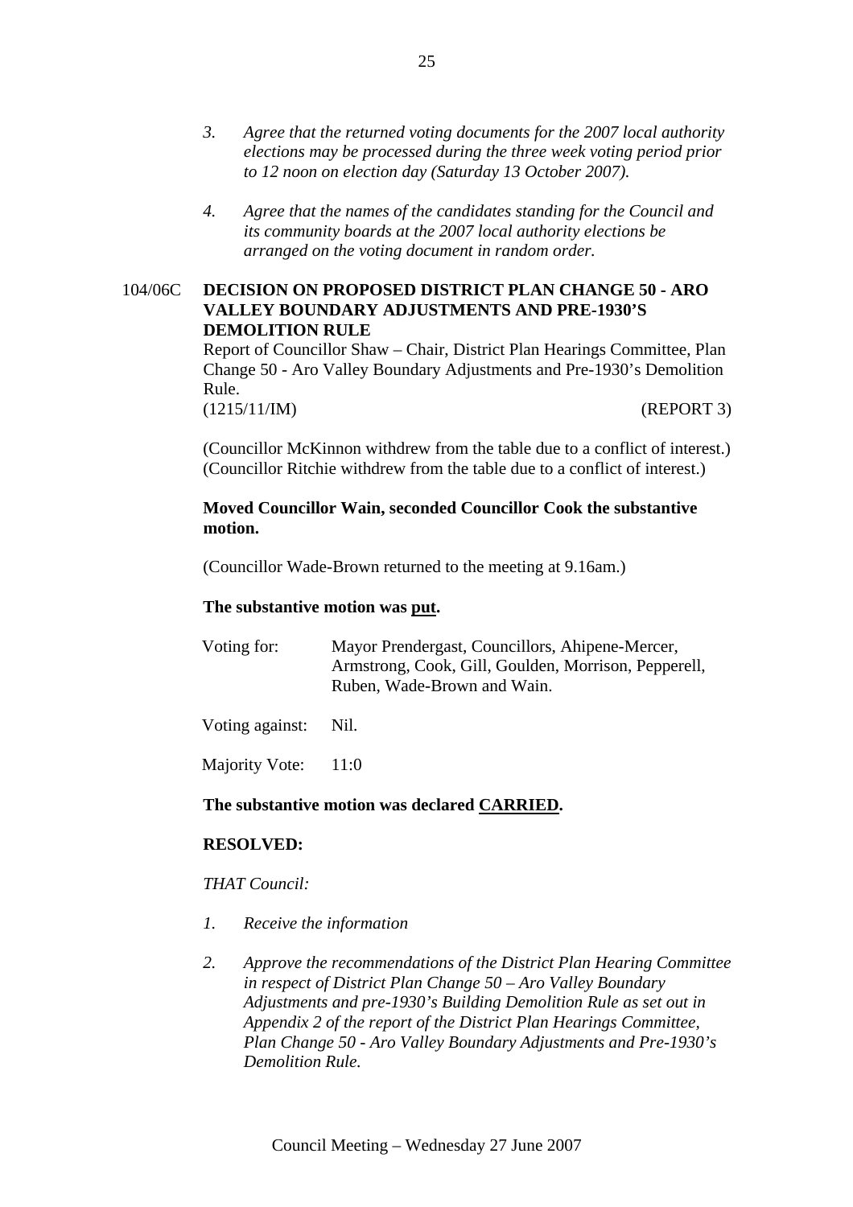*3. Agree that the returned voting documents for the 2007 local authority elections may be processed during the three week voting period prior to 12 noon on election day (Saturday 13 October 2007).*

*4. Agree that the names of the candidates standing for the Council and its community boards at the 2007 local authority elections be arranged on the voting document in random order.*

104/06C **DECISION ON PROPOSED DISTRICT PLAN CHANGE 50 - ARO VALLEY BOUNDARY ADJUSTMENTS AND PRE-1930'S DEMOLITION RULE**

Report of Councillor Shaw – Chair, District Plan Hearings Committee, Plan Change 50 - Aro Valley Boundary Adjustments and Pre-1930's Demolition Rule.

(1215/11/IM) (REPORT 3)

(Councillor McKinnon withdrew from the table due to a conflict of interest.)
(Councillor Ritchie withdrew from the table due to a conflict of interest.)

**Moved Councillor Wain, seconded Councillor Cook the substantive motion.**

(Councillor Wade-Brown returned to the meeting at 9.16am.)

**The substantive motion was put.**

| | |
|---|---|
| Voting for: | Mayor Prendergast, Councillors, Ahipene-Mercer, Armstrong, Cook, Gill, Goulden, Morrison, Pepperell, Ruben, Wade-Brown and Wain. |
| Voting against: | Nil. |
| Majority Vote: | 11:0 |

**The substantive motion was declared CARRIED.**

**RESOLVED:**

*THAT Council:*

*1. Receive the information*

*2. Approve the recommendations of the District Plan Hearing Committee in respect of District Plan Change 50 – Aro Valley Boundary Adjustments and pre-1930's Building Demolition Rule as set out in Appendix 2 of the report of the District Plan Hearings Committee, Plan Change 50 - Aro Valley Boundary Adjustments and Pre-1930's Demolition Rule.*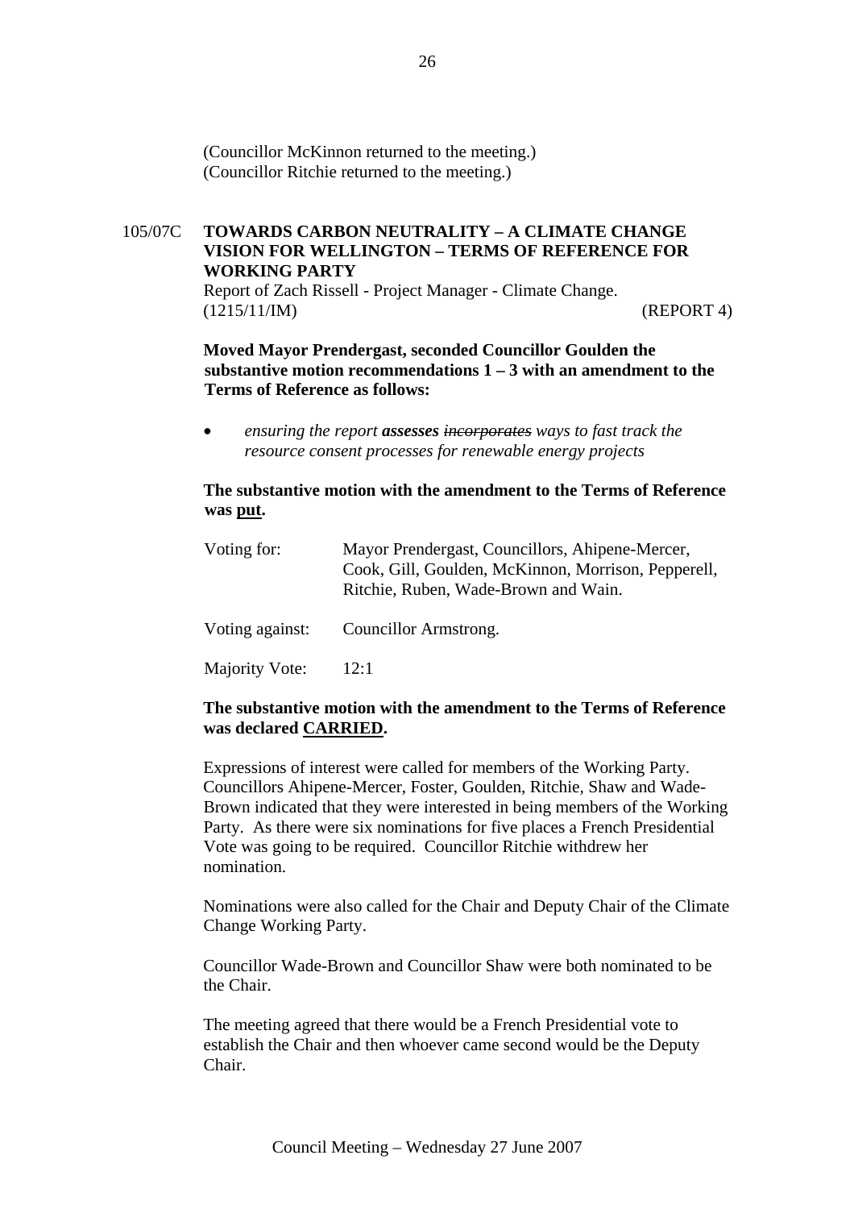(Councillor McKinnon returned to the meeting.)
(Councillor Ritchie returned to the meeting.)

105/07C **TOWARDS CARBON NEUTRALITY – A CLIMATE CHANGE VISION FOR WELLINGTON – TERMS OF REFERENCE FOR WORKING PARTY**

Report of Zach Rissell - Project Manager - Climate Change.
(1215/11/IM) (REPORT 4)

**Moved Mayor Prendergast, seconded Councillor Goulden the substantive motion recommendations 1 – 3 with an amendment to the Terms of Reference as follows:**

- *ensuring the report **assesses** ~~incorporates~~ ways to fast track the resource consent processes for renewable energy projects*

**The substantive motion with the amendment to the Terms of Reference was <u>put</u>.**

| | |
|---|---|
| Voting for: | Mayor Prendergast, Councillors, Ahipene-Mercer, Cook, Gill, Goulden, McKinnon, Morrison, Pepperell, Ritchie, Ruben, Wade-Brown and Wain. |
| Voting against: | Councillor Armstrong. |
| Majority Vote: | 12:1 |

**The substantive motion with the amendment to the Terms of Reference was declared <u>CARRIED</u>.**

Expressions of interest were called for members of the Working Party. Councillors Ahipene-Mercer, Foster, Goulden, Ritchie, Shaw and Wade-Brown indicated that they were interested in being members of the Working Party. As there were six nominations for five places a French Presidential Vote was going to be required. Councillor Ritchie withdrew her nomination.

Nominations were also called for the Chair and Deputy Chair of the Climate Change Working Party.

Councillor Wade-Brown and Councillor Shaw were both nominated to be the Chair.

The meeting agreed that there would be a French Presidential vote to establish the Chair and then whoever came second would be the Deputy Chair.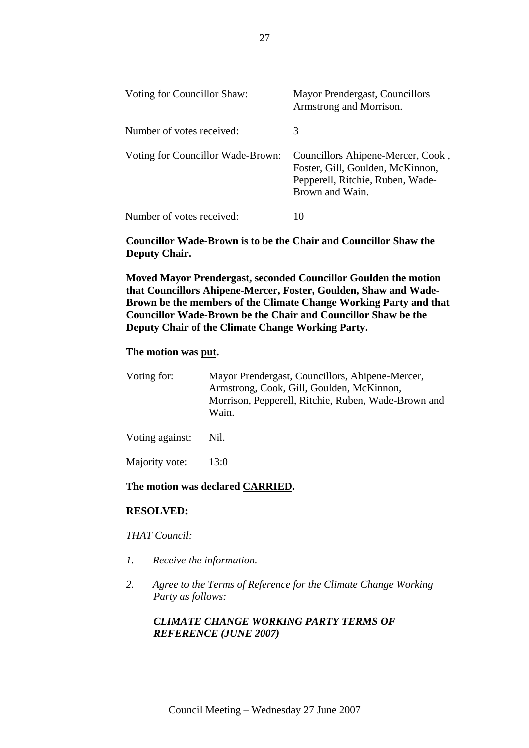| | |
|---|---|
| Voting for Councillor Shaw: | Mayor Prendergast, Councillors Armstrong and Morrison. |
| Number of votes received: | 3 |
| Voting for Councillor Wade-Brown: | Councillors Ahipene-Mercer, Cook , Foster, Gill, Goulden, McKinnon, Pepperell, Ritchie, Ruben, Wade-Brown and Wain. |
| Number of votes received: | 10 |

**Councillor Wade-Brown is to be the Chair and Councillor Shaw the Deputy Chair.**

**Moved Mayor Prendergast, seconded Councillor Goulden the motion that Councillors Ahipene-Mercer, Foster, Goulden, Shaw and Wade-Brown be the members of the Climate Change Working Party and that Councillor Wade-Brown be the Chair and Councillor Shaw be the Deputy Chair of the Climate Change Working Party.**

**The motion was put.**

| | |
|---|---|
| Voting for: | Mayor Prendergast, Councillors, Ahipene-Mercer, Armstrong, Cook, Gill, Goulden, McKinnon, Morrison, Pepperell, Ritchie, Ruben, Wade-Brown and Wain. |
| Voting against: | Nil. |
| Majority vote: | 13:0 |

**The motion was declared CARRIED.**

**RESOLVED:**

*THAT Council:*

1. *Receive the information.*

2. *Agree to the Terms of Reference for the Climate Change Working Party as follows:*

   ***CLIMATE CHANGE WORKING PARTY TERMS OF REFERENCE (JUNE 2007)***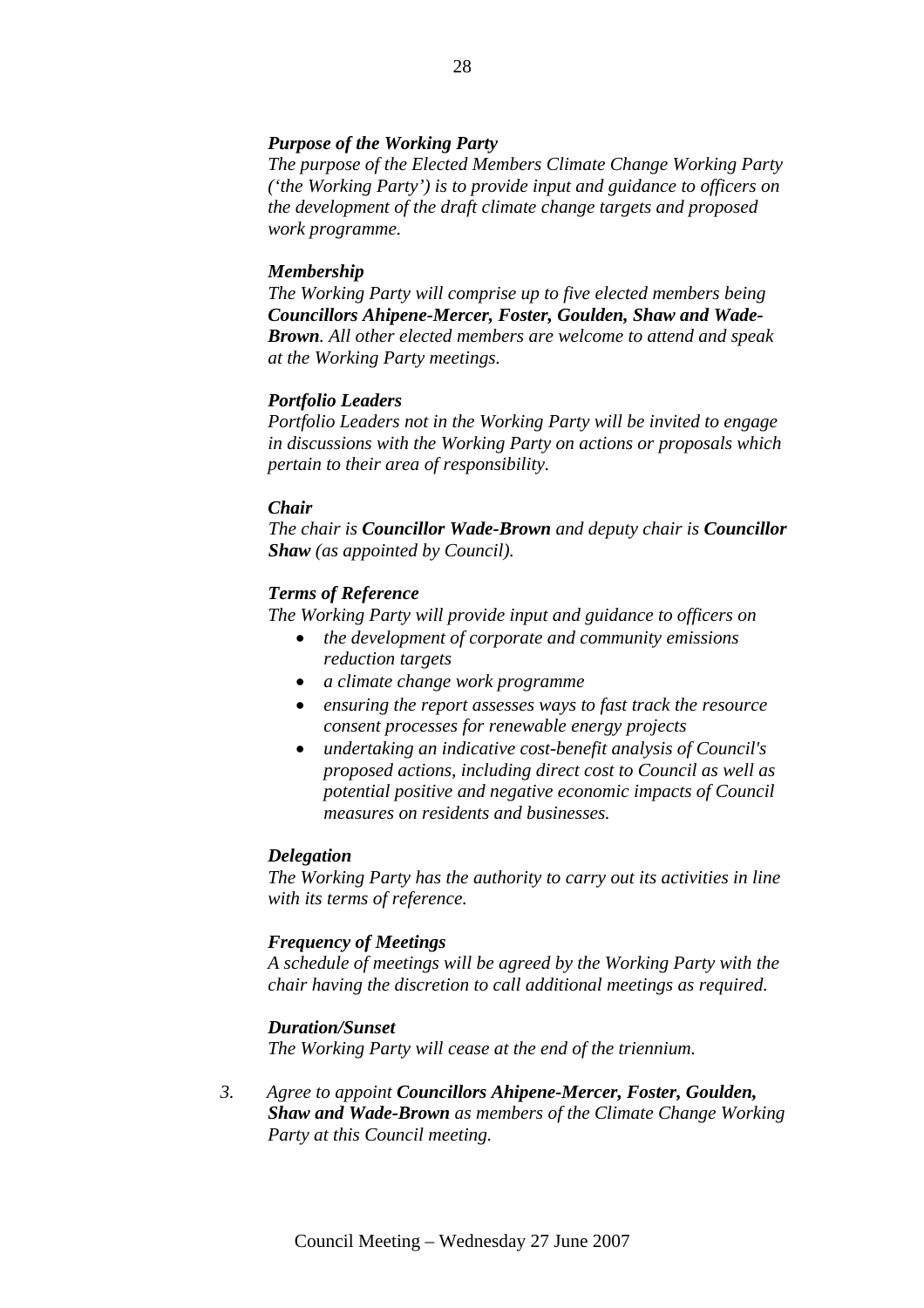***Purpose of the Working Party***
*The purpose of the Elected Members Climate Change Working Party ('the Working Party') is to provide input and guidance to officers on the development of the draft climate change targets and proposed work programme.*

***Membership***
*The Working Party will comprise up to five elected members being **Councillors Ahipene-Mercer, Foster, Goulden, Shaw and Wade-Brown**. All other elected members are welcome to attend and speak at the Working Party meetings.*

***Portfolio Leaders***
*Portfolio Leaders not in the Working Party will be invited to engage in discussions with the Working Party on actions or proposals which pertain to their area of responsibility.*

***Chair***
*The chair is **Councillor Wade-Brown** and deputy chair is **Councillor Shaw** (as appointed by Council).*

***Terms of Reference***
*The Working Party will provide input and guidance to officers on*

- *the development of corporate and community emissions reduction targets*
- *a climate change work programme*
- *ensuring the report assesses ways to fast track the resource consent processes for renewable energy projects*
- *undertaking an indicative cost-benefit analysis of Council's proposed actions, including direct cost to Council as well as potential positive and negative economic impacts of Council measures on residents and businesses.*

***Delegation***
*The Working Party has the authority to carry out its activities in line with its terms of reference.*

***Frequency of Meetings***
*A schedule of meetings will be agreed by the Working Party with the chair having the discretion to call additional meetings as required.*

***Duration/Sunset***
*The Working Party will cease at the end of the triennium.*

3. *Agree to appoint **Councillors Ahipene-Mercer, Foster, Goulden, Shaw and Wade-Brown** as members of the Climate Change Working Party at this Council meeting.*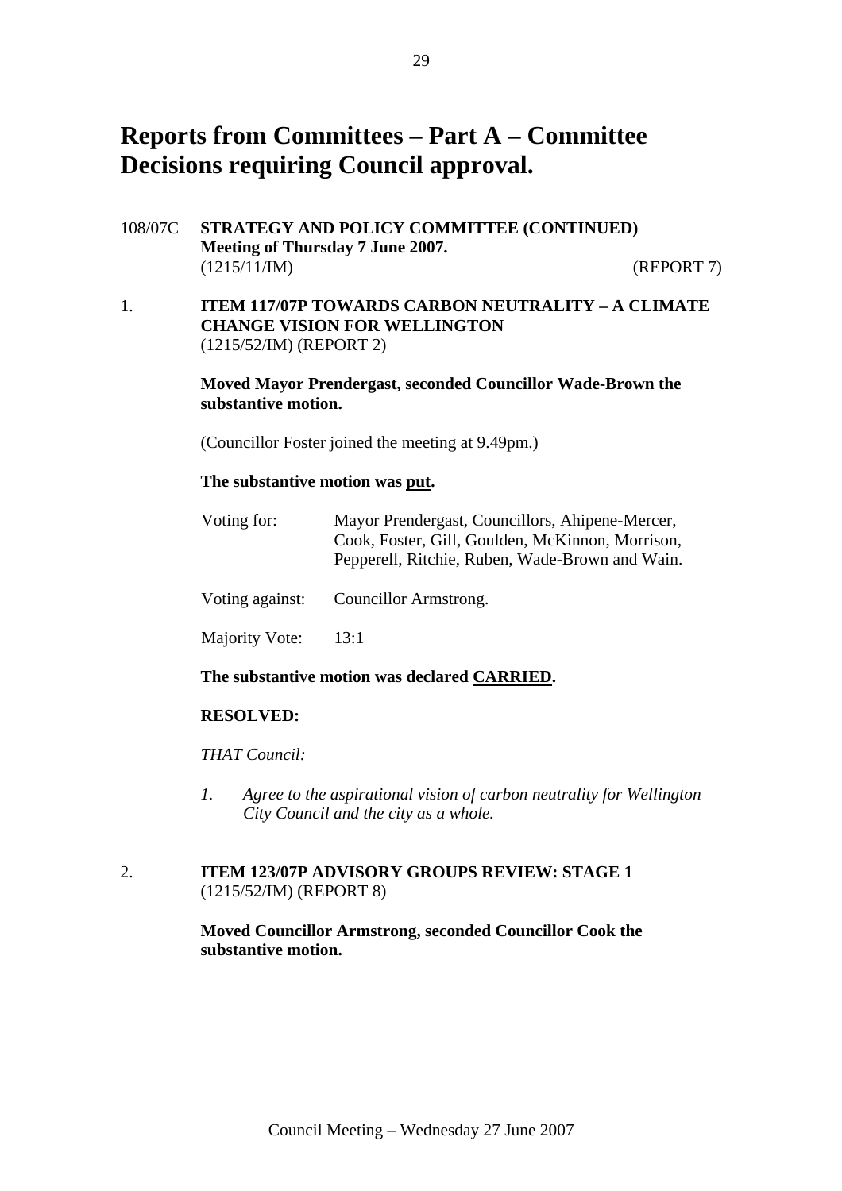# Reports from Committees – Part A – Committee Decisions requiring Council approval.

108/07C **STRATEGY AND POLICY COMMITTEE (CONTINUED)**
**Meeting of Thursday 7 June 2007.**
(1215/11/IM) (REPORT 7)

1. **ITEM 117/07P TOWARDS CARBON NEUTRALITY – A CLIMATE CHANGE VISION FOR WELLINGTON**
(1215/52/IM) (REPORT 2)

**Moved Mayor Prendergast, seconded Councillor Wade-Brown the substantive motion.**

(Councillor Foster joined the meeting at 9.49pm.)

**The substantive motion was put.**

Voting for: Mayor Prendergast, Councillors, Ahipene-Mercer, Cook, Foster, Gill, Goulden, McKinnon, Morrison, Pepperell, Ritchie, Ruben, Wade-Brown and Wain.

Voting against: Councillor Armstrong.

Majority Vote: 13:1

**The substantive motion was declared CARRIED.**

**RESOLVED:**

*THAT Council:*

*1. Agree to the aspirational vision of carbon neutrality for Wellington City Council and the city as a whole.*

2. **ITEM 123/07P ADVISORY GROUPS REVIEW: STAGE 1**
(1215/52/IM) (REPORT 8)

**Moved Councillor Armstrong, seconded Councillor Cook the substantive motion.**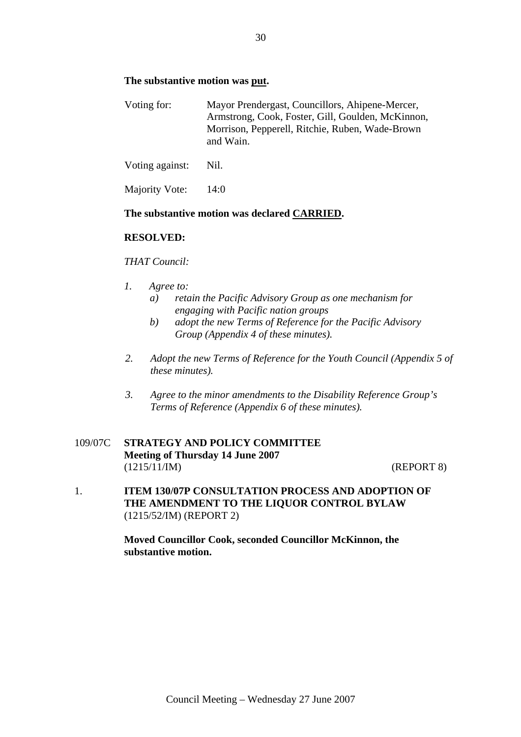**The substantive motion was put.**

Voting for: Mayor Prendergast, Councillors, Ahipene-Mercer, Armstrong, Cook, Foster, Gill, Goulden, McKinnon, Morrison, Pepperell, Ritchie, Ruben, Wade-Brown and Wain.

Voting against: Nil.

Majority Vote: 14:0

**The substantive motion was declared CARRIED.**

**RESOLVED:**

*THAT Council:*

1. *Agree to:*
   a) *retain the Pacific Advisory Group as one mechanism for engaging with Pacific nation groups*
   b) *adopt the new Terms of Reference for the Pacific Advisory Group (Appendix 4 of these minutes).*

2. *Adopt the new Terms of Reference for the Youth Council (Appendix 5 of these minutes).*

3. *Agree to the minor amendments to the Disability Reference Group's Terms of Reference (Appendix 6 of these minutes).*

109/07C **STRATEGY AND POLICY COMMITTEE**
**Meeting of Thursday 14 June 2007**
(1215/11/IM) (REPORT 8)

1. **ITEM 130/07P CONSULTATION PROCESS AND ADOPTION OF THE AMENDMENT TO THE LIQUOR CONTROL BYLAW**
(1215/52/IM) (REPORT 2)

**Moved Councillor Cook, seconded Councillor McKinnon, the substantive motion.**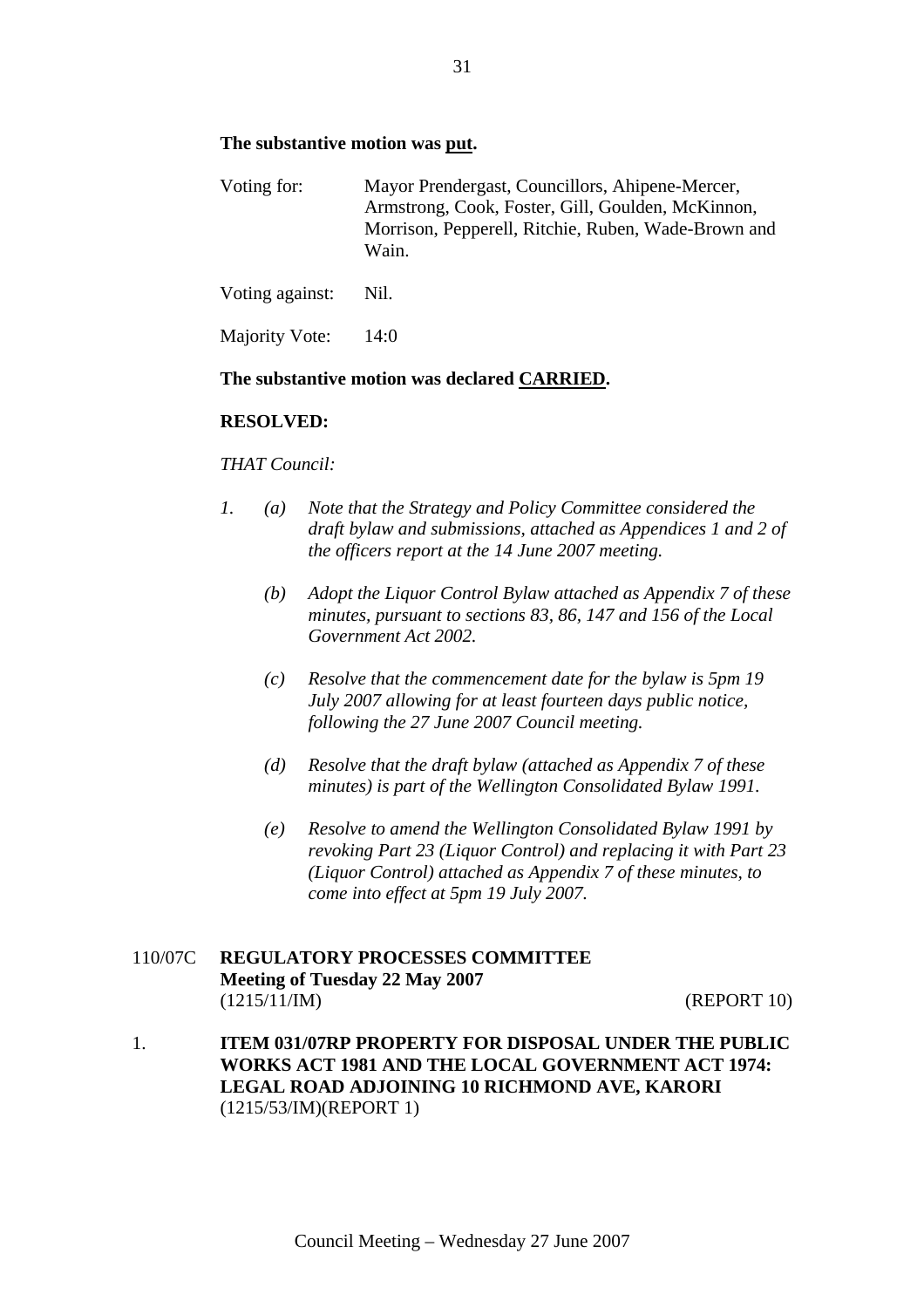**The substantive motion was put.**

| | |
|---|---|
| Voting for: | Mayor Prendergast, Councillors, Ahipene-Mercer, Armstrong, Cook, Foster, Gill, Goulden, McKinnon, Morrison, Pepperell, Ritchie, Ruben, Wade-Brown and Wain. |
| Voting against: | Nil. |
| Majority Vote: | 14:0 |

**The substantive motion was declared CARRIED.**

**RESOLVED:**

*THAT Council:*

*1. (a) Note that the Strategy and Policy Committee considered the draft bylaw and submissions, attached as Appendices 1 and 2 of the officers report at the 14 June 2007 meeting.*

*(b) Adopt the Liquor Control Bylaw attached as Appendix 7 of these minutes, pursuant to sections 83, 86, 147 and 156 of the Local Government Act 2002.*

*(c) Resolve that the commencement date for the bylaw is 5pm 19 July 2007 allowing for at least fourteen days public notice, following the 27 June 2007 Council meeting.*

*(d) Resolve that the draft bylaw (attached as Appendix 7 of these minutes) is part of the Wellington Consolidated Bylaw 1991.*

*(e) Resolve to amend the Wellington Consolidated Bylaw 1991 by revoking Part 23 (Liquor Control) and replacing it with Part 23 (Liquor Control) attached as Appendix 7 of these minutes, to come into effect at 5pm 19 July 2007.*

110/07C **REGULATORY PROCESSES COMMITTEE**
**Meeting of Tuesday 22 May 2007**
(1215/11/IM) (REPORT 10)

1. **ITEM 031/07RP PROPERTY FOR DISPOSAL UNDER THE PUBLIC WORKS ACT 1981 AND THE LOCAL GOVERNMENT ACT 1974: LEGAL ROAD ADJOINING 10 RICHMOND AVE, KARORI**
(1215/53/IM)(REPORT 1)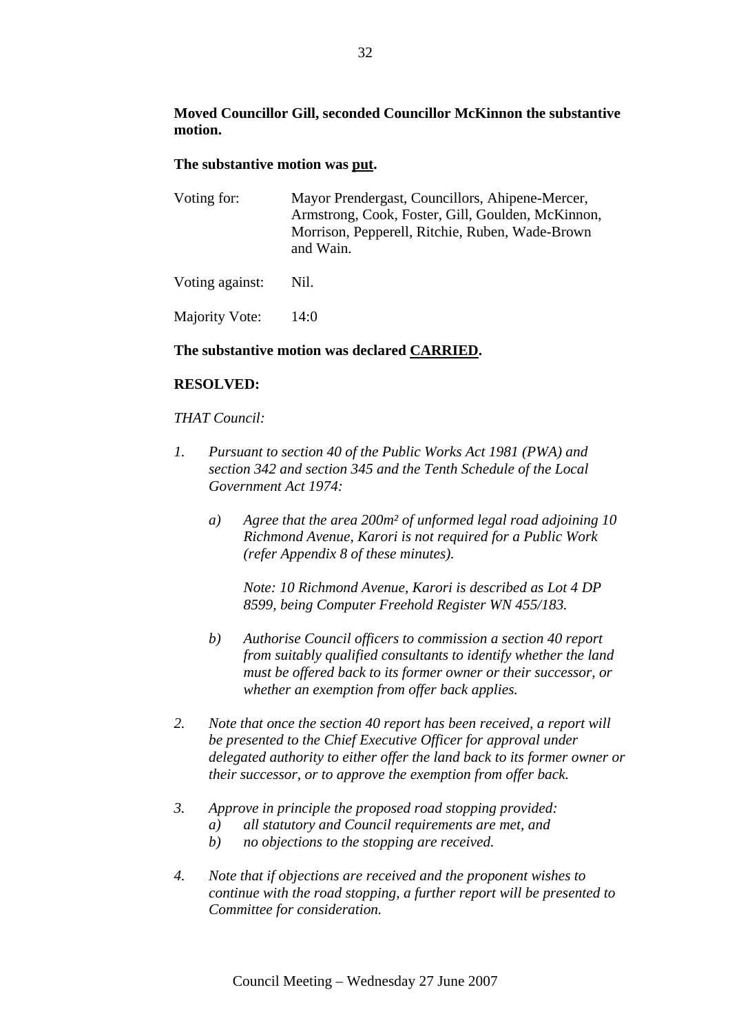**Moved Councillor Gill, seconded Councillor McKinnon the substantive motion.**

**The substantive motion was put.**

Voting for: Mayor Prendergast, Councillors, Ahipene-Mercer, Armstrong, Cook, Foster, Gill, Goulden, McKinnon, Morrison, Pepperell, Ritchie, Ruben, Wade-Brown and Wain.

Voting against: Nil.

Majority Vote: 14:0

**The substantive motion was declared CARRIED.**

**RESOLVED:**

*THAT Council:*

1. *Pursuant to section 40 of the Public Works Act 1981 (PWA) and section 342 and section 345 and the Tenth Schedule of the Local Government Act 1974:*

   a) *Agree that the area 200m² of unformed legal road adjoining 10 Richmond Avenue, Karori is not required for a Public Work (refer Appendix 8 of these minutes).*

      *Note: 10 Richmond Avenue, Karori is described as Lot 4 DP 8599, being Computer Freehold Register WN 455/183.*

   b) *Authorise Council officers to commission a section 40 report from suitably qualified consultants to identify whether the land must be offered back to its former owner or their successor, or whether an exemption from offer back applies.*

2. *Note that once the section 40 report has been received, a report will be presented to the Chief Executive Officer for approval under delegated authority to either offer the land back to its former owner or their successor, or to approve the exemption from offer back.*

3. *Approve in principle the proposed road stopping provided:*
   a) *all statutory and Council requirements are met, and*
   b) *no objections to the stopping are received.*

4. *Note that if objections are received and the proponent wishes to continue with the road stopping, a further report will be presented to Committee for consideration.*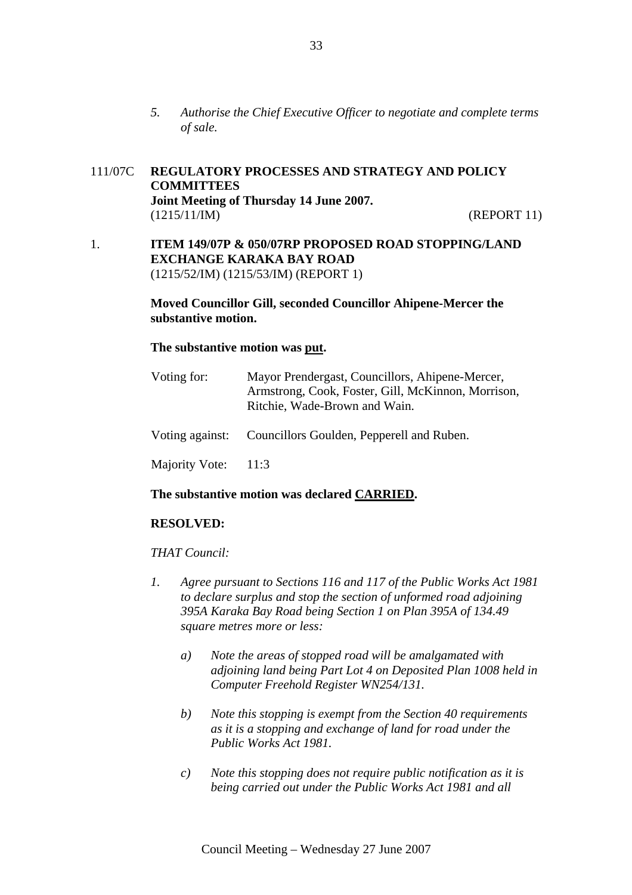*5. Authorise the Chief Executive Officer to negotiate and complete terms of sale.*

111/07C **REGULATORY PROCESSES AND STRATEGY AND POLICY COMMITTEES**
**Joint Meeting of Thursday 14 June 2007.**
(1215/11/IM) (REPORT 11)

1. **ITEM 149/07P & 050/07RP PROPOSED ROAD STOPPING/LAND EXCHANGE KARAKA BAY ROAD**
(1215/52/IM) (1215/53/IM) (REPORT 1)

**Moved Councillor Gill, seconded Councillor Ahipene-Mercer the substantive motion.**

**The substantive motion was put.**

Voting for: Mayor Prendergast, Councillors, Ahipene-Mercer, Armstrong, Cook, Foster, Gill, McKinnon, Morrison, Ritchie, Wade-Brown and Wain.

Voting against: Councillors Goulden, Pepperell and Ruben.

Majority Vote: 11:3

**The substantive motion was declared CARRIED.**

**RESOLVED:**

*THAT Council:*

*1. Agree pursuant to Sections 116 and 117 of the Public Works Act 1981 to declare surplus and stop the section of unformed road adjoining 395A Karaka Bay Road being Section 1 on Plan 395A of 134.49 square metres more or less:*

*a) Note the areas of stopped road will be amalgamated with adjoining land being Part Lot 4 on Deposited Plan 1008 held in Computer Freehold Register WN254/131.*

*b) Note this stopping is exempt from the Section 40 requirements as it is a stopping and exchange of land for road under the Public Works Act 1981.*

*c) Note this stopping does not require public notification as it is being carried out under the Public Works Act 1981 and all*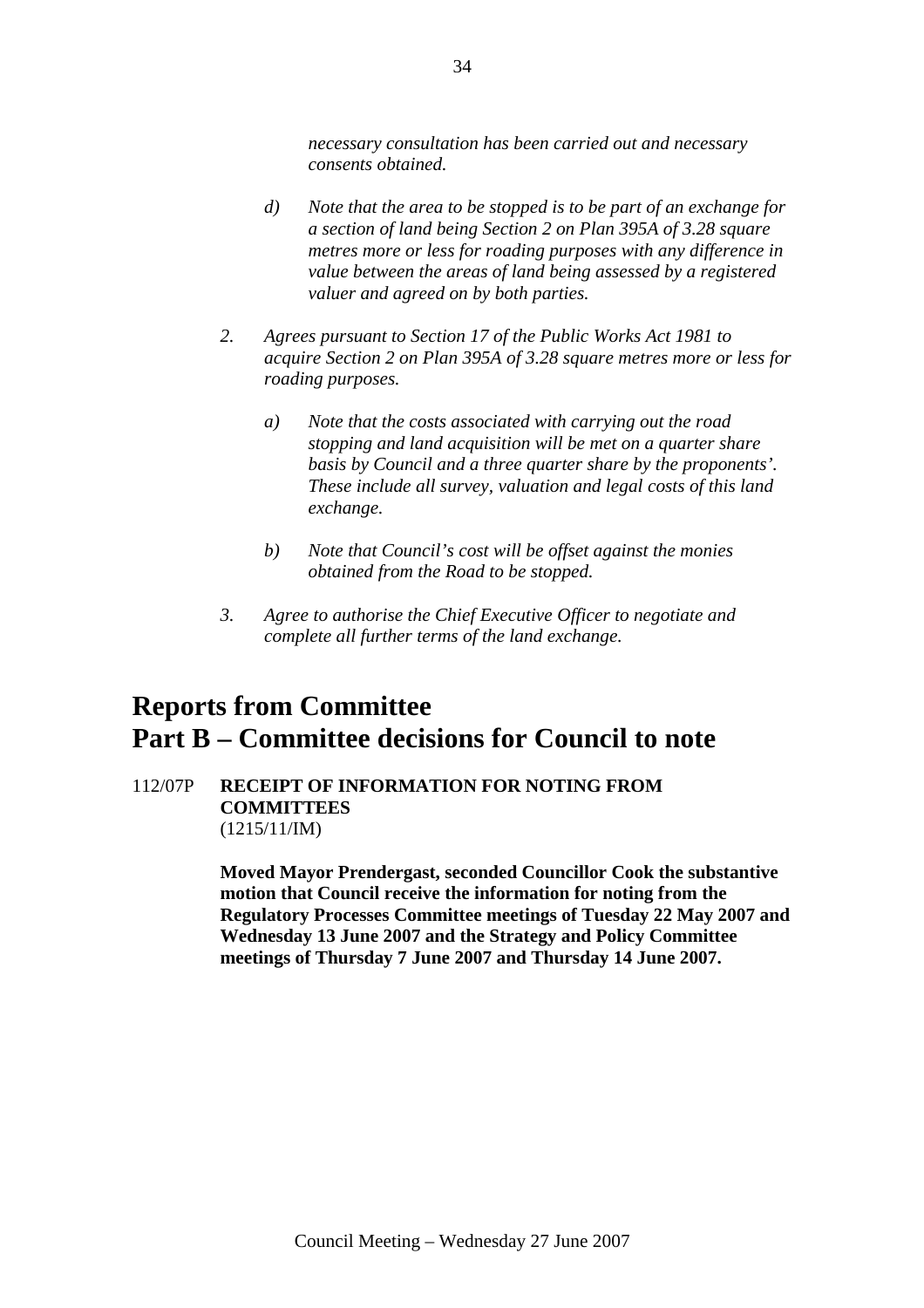*necessary consultation has been carried out and necessary consents obtained.*

*d) Note that the area to be stopped is to be part of an exchange for a section of land being Section 2 on Plan 395A of 3.28 square metres more or less for roading purposes with any difference in value between the areas of land being assessed by a registered valuer and agreed on by both parties.*

*2. Agrees pursuant to Section 17 of the Public Works Act 1981 to acquire Section 2 on Plan 395A of 3.28 square metres more or less for roading purposes.*

*a) Note that the costs associated with carrying out the road stopping and land acquisition will be met on a quarter share basis by Council and a three quarter share by the proponents'. These include all survey, valuation and legal costs of this land exchange.*

*b) Note that Council's cost will be offset against the monies obtained from the Road to be stopped.*

*3. Agree to authorise the Chief Executive Officer to negotiate and complete all further terms of the land exchange.*

# Reports from Committee
# Part B – Committee decisions for Council to note

112/07P **RECEIPT OF INFORMATION FOR NOTING FROM COMMITTEES**
(1215/11/IM)

**Moved Mayor Prendergast, seconded Councillor Cook the substantive motion that Council receive the information for noting from the Regulatory Processes Committee meetings of Tuesday 22 May 2007 and Wednesday 13 June 2007 and the Strategy and Policy Committee meetings of Thursday 7 June 2007 and Thursday 14 June 2007.**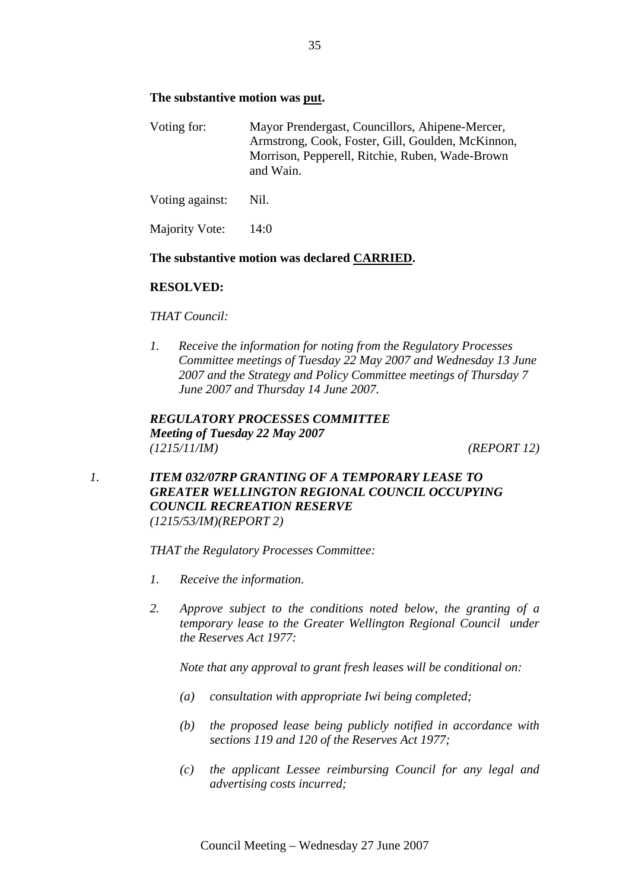**The substantive motion was put.**

Voting for: Mayor Prendergast, Councillors, Ahipene-Mercer, Armstrong, Cook, Foster, Gill, Goulden, McKinnon, Morrison, Pepperell, Ritchie, Ruben, Wade-Brown and Wain.

Voting against: Nil.

Majority Vote: 14:0

**The substantive motion was declared CARRIED.**

**RESOLVED:**

*THAT Council:*

1. *Receive the information for noting from the Regulatory Processes Committee meetings of Tuesday 22 May 2007 and Wednesday 13 June 2007 and the Strategy and Policy Committee meetings of Thursday 7 June 2007 and Thursday 14 June 2007.*

***REGULATORY PROCESSES COMMITTEE***
***Meeting of Tuesday 22 May 2007***
*(1215/11/IM)* *(REPORT 12)*

1. ***ITEM 032/07RP GRANTING OF A TEMPORARY LEASE TO GREATER WELLINGTON REGIONAL COUNCIL OCCUPYING COUNCIL RECREATION RESERVE***
*(1215/53/IM)(REPORT 2)*

*THAT the Regulatory Processes Committee:*

1. *Receive the information.*

2. *Approve subject to the conditions noted below, the granting of a temporary lease to the Greater Wellington Regional Council under the Reserves Act 1977:*

   *Note that any approval to grant fresh leases will be conditional on:*

   *(a) consultation with appropriate Iwi being completed;*

   *(b) the proposed lease being publicly notified in accordance with sections 119 and 120 of the Reserves Act 1977;*

   *(c) the applicant Lessee reimbursing Council for any legal and advertising costs incurred;*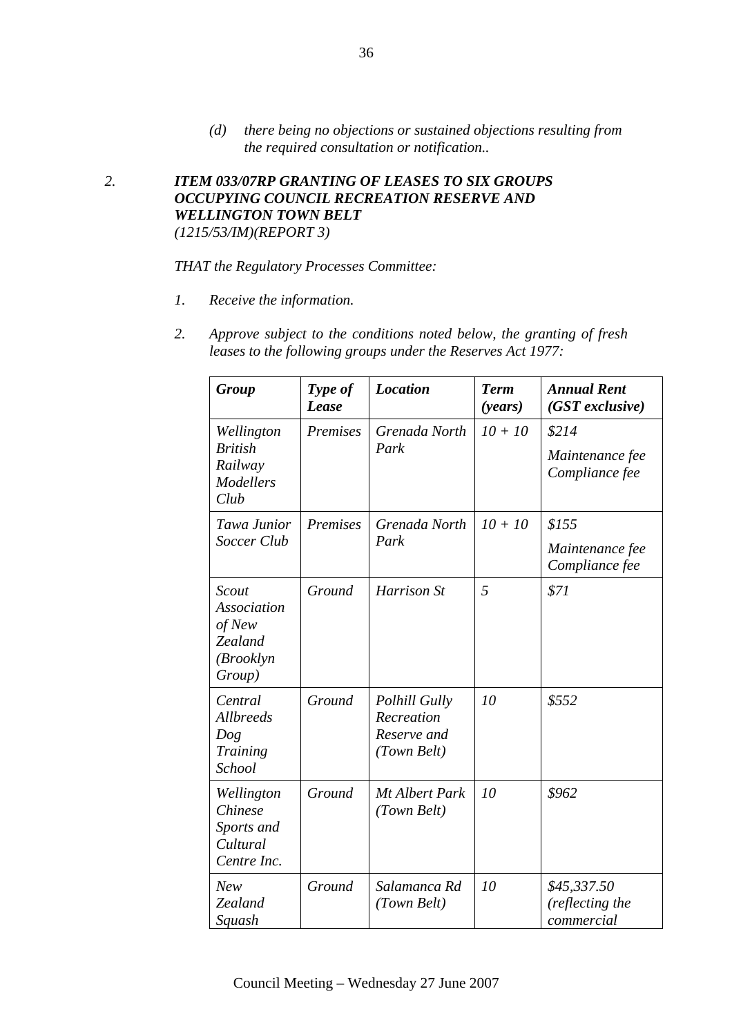*(d) there being no objections or sustained objections resulting from the required consultation or notification..*

### *2. ITEM 033/07RP GRANTING OF LEASES TO SIX GROUPS OCCUPYING COUNCIL RECREATION RESERVE AND WELLINGTON TOWN BELT*
*(1215/53/IM)(REPORT 3)*

*THAT the Regulatory Processes Committee:*

1. *Receive the information.*

2. *Approve subject to the conditions noted below, the granting of fresh leases to the following groups under the Reserves Act 1977:*

| ***Group*** | ***Type of Lease*** | ***Location*** | ***Term (years)*** | ***Annual Rent (GST exclusive)*** |
|---|---|---|---|---|
| *Wellington British Railway Modellers Club* | *Premises* | *Grenada North Park* | *10 + 10* | *$214*<br>*Maintenance fee Compliance fee* |
| *Tawa Junior Soccer Club* | *Premises* | *Grenada North Park* | *10 + 10* | *$155*<br>*Maintenance fee Compliance fee* |
| *Scout Association of New Zealand (Brooklyn Group)* | *Ground* | *Harrison St* | *5* | *$71* |
| *Central Allbreeds Dog Training School* | *Ground* | *Polhill Gully Recreation Reserve and (Town Belt)* | *10* | *$552* |
| *Wellington Chinese Sports and Cultural Centre Inc.* | *Ground* | *Mt Albert Park (Town Belt)* | *10* | *$962* |
| *New Zealand Squash* | *Ground* | *Salamanca Rd (Town Belt)* | *10* | *$45,337.50 (reflecting the commercial* |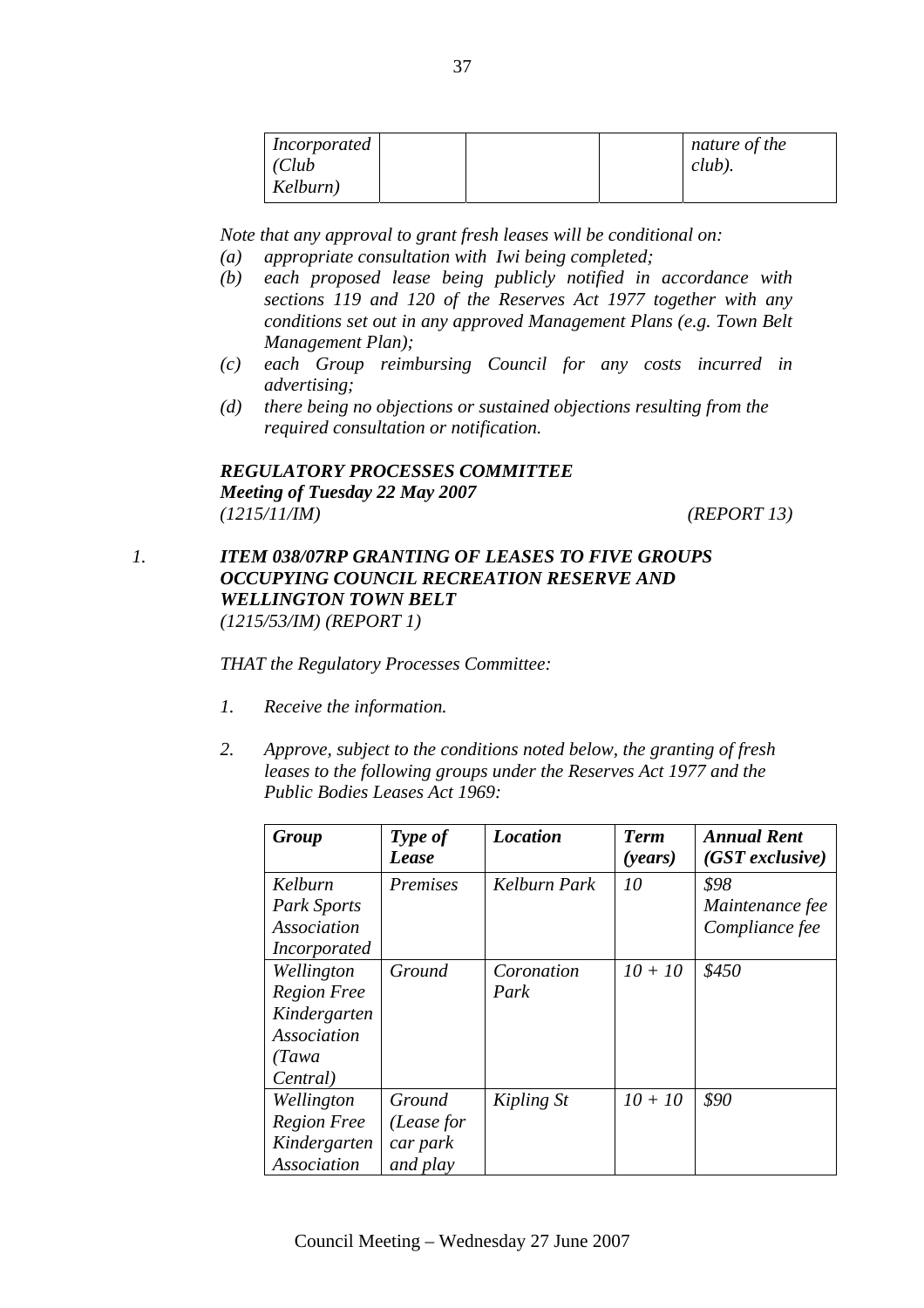| *Incorporated (Club Kelburn)* | | | | *nature of the club).* |
|---|---|---|---|---|

*Note that any approval to grant fresh leases will be conditional on:*

*(a) appropriate consultation with Iwi being completed;*
*(b) each proposed lease being publicly notified in accordance with sections 119 and 120 of the Reserves Act 1977 together with any conditions set out in any approved Management Plans (e.g. Town Belt Management Plan);*
*(c) each Group reimbursing Council for any costs incurred in advertising;*
*(d) there being no objections or sustained objections resulting from the required consultation or notification.*

***REGULATORY PROCESSES COMMITTEE***
***Meeting of Tuesday 22 May 2007***
*(1215/11/IM)* *(REPORT 13)*

*1.* ***ITEM 038/07RP GRANTING OF LEASES TO FIVE GROUPS OCCUPYING COUNCIL RECREATION RESERVE AND WELLINGTON TOWN BELT***
*(1215/53/IM) (REPORT 1)*

*THAT the Regulatory Processes Committee:*

*1. Receive the information.*

*2. Approve, subject to the conditions noted below, the granting of fresh leases to the following groups under the Reserves Act 1977 and the Public Bodies Leases Act 1969:*

| ***Group*** | ***Type of Lease*** | ***Location*** | ***Term (years)*** | ***Annual Rent (GST exclusive)*** |
|---|---|---|---|---|
| *Kelburn Park Sports Association Incorporated* | *Premises* | *Kelburn Park* | *10* | *$98 Maintenance fee Compliance fee* |
| *Wellington Region Free Kindergarten Association (Tawa Central)* | *Ground* | *Coronation Park* | *10 + 10* | *$450* |
| *Wellington Region Free Kindergarten Association* | *Ground (Lease for car park and play* | *Kipling St* | *10 + 10* | *$90* |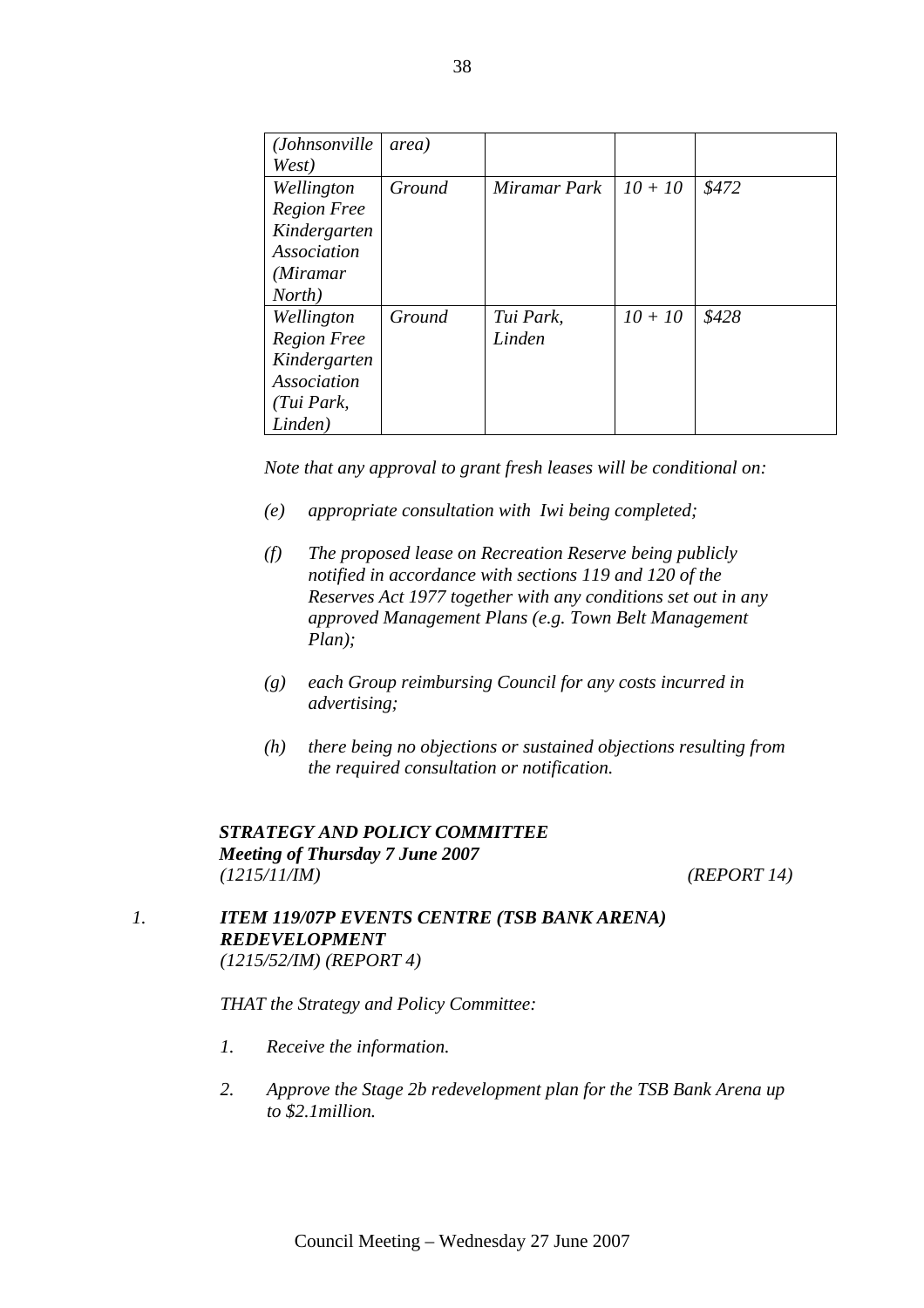| | | | | |
|---|---|---|---|---|
| *(Johnsonville West)* | *area)* | | | |
| *Wellington Region Free Kindergarten Association (Miramar North)* | *Ground* | *Miramar Park* | *10 + 10* | *$472* |
| *Wellington Region Free Kindergarten Association (Tui Park, Linden)* | *Ground* | *Tui Park, Linden* | *10 + 10* | *$428* |

*Note that any approval to grant fresh leases will be conditional on:*

*(e) appropriate consultation with Iwi being completed;*

*(f) The proposed lease on Recreation Reserve being publicly notified in accordance with sections 119 and 120 of the Reserves Act 1977 together with any conditions set out in any approved Management Plans (e.g. Town Belt Management Plan);*

*(g) each Group reimbursing Council for any costs incurred in advertising;*

*(h) there being no objections or sustained objections resulting from the required consultation or notification.*

***STRATEGY AND POLICY COMMITTEE***
***Meeting of Thursday 7 June 2007***
*(1215/11/IM)* *(REPORT 14)*

*1.* ***ITEM 119/07P EVENTS CENTRE (TSB BANK ARENA) REDEVELOPMENT***
*(1215/52/IM) (REPORT 4)*

*THAT the Strategy and Policy Committee:*

*1. Receive the information.*

*2. Approve the Stage 2b redevelopment plan for the TSB Bank Arena up to $2.1million.*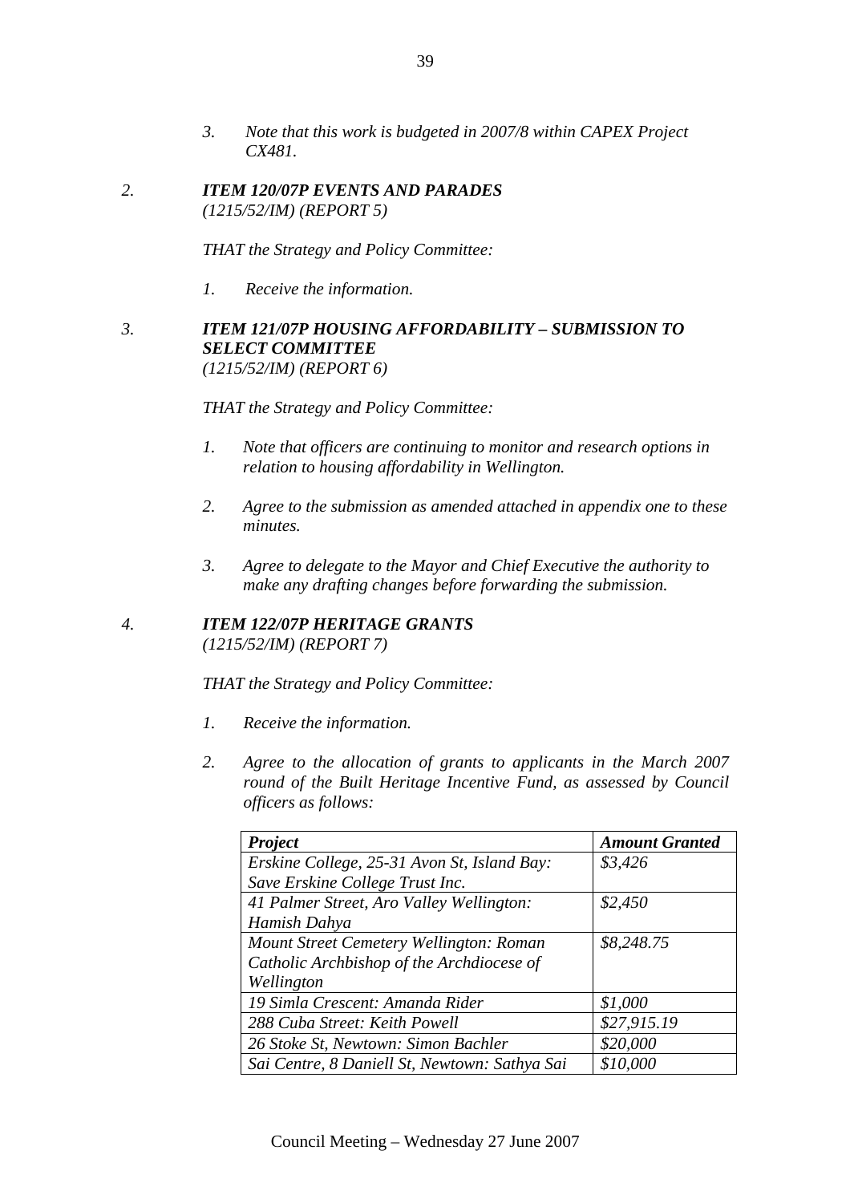*3. Note that this work is budgeted in 2007/8 within CAPEX Project CX481.*

*2. **ITEM 120/07P EVENTS AND PARADES***
*(1215/52/IM) (REPORT 5)*

*THAT the Strategy and Policy Committee:*

*1. Receive the information.*

*3. **ITEM 121/07P HOUSING AFFORDABILITY – SUBMISSION TO SELECT COMMITTEE***
*(1215/52/IM) (REPORT 6)*

*THAT the Strategy and Policy Committee:*

*1. Note that officers are continuing to monitor and research options in relation to housing affordability in Wellington.*

*2. Agree to the submission as amended attached in appendix one to these minutes.*

*3. Agree to delegate to the Mayor and Chief Executive the authority to make any drafting changes before forwarding the submission.*

*4. **ITEM 122/07P HERITAGE GRANTS***
*(1215/52/IM) (REPORT 7)*

*THAT the Strategy and Policy Committee:*

*1. Receive the information.*

*2. Agree to the allocation of grants to applicants in the March 2007 round of the Built Heritage Incentive Fund, as assessed by Council officers as follows:*

| ***Project*** | ***Amount Granted*** |
|---|---|
| *Erskine College, 25-31 Avon St, Island Bay: Save Erskine College Trust Inc.* | *$3,426* |
| *41 Palmer Street, Aro Valley Wellington: Hamish Dahya* | *$2,450* |
| *Mount Street Cemetery Wellington: Roman Catholic Archbishop of the Archdiocese of Wellington* | *$8,248.75* |
| *19 Simla Crescent: Amanda Rider* | *$1,000* |
| *288 Cuba Street: Keith Powell* | *$27,915.19* |
| *26 Stoke St, Newtown: Simon Bachler* | *$20,000* |
| *Sai Centre, 8 Daniell St, Newtown: Sathya Sai* | *$10,000* |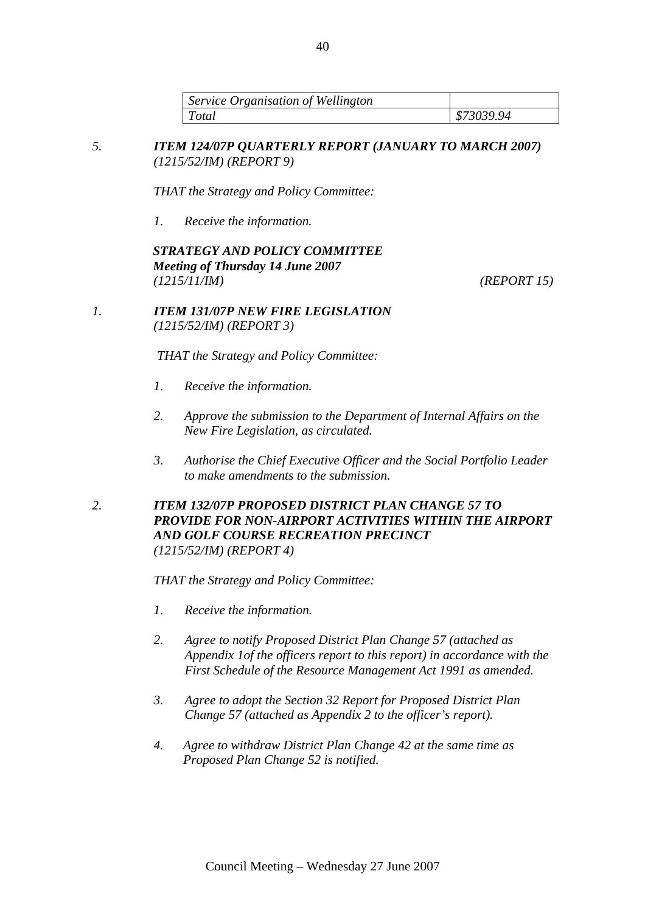| *Service Organisation of Wellington* | |
|---|---|
| *Total* | *$73039.94* |

*5.* ***ITEM 124/07P QUARTERLY REPORT (JANUARY TO MARCH 2007)***
*(1215/52/IM) (REPORT 9)*

*THAT the Strategy and Policy Committee:*

*1. Receive the information.*

***STRATEGY AND POLICY COMMITTEE***
***Meeting of Thursday 14 June 2007***
*(1215/11/IM)* *(REPORT 15)*

*1.* ***ITEM 131/07P NEW FIRE LEGISLATION***
*(1215/52/IM) (REPORT 3)*

*THAT the Strategy and Policy Committee:*

*1. Receive the information.*

*2. Approve the submission to the Department of Internal Affairs on the New Fire Legislation, as circulated.*

*3. Authorise the Chief Executive Officer and the Social Portfolio Leader to make amendments to the submission.*

*2.* ***ITEM 132/07P PROPOSED DISTRICT PLAN CHANGE 57 TO PROVIDE FOR NON-AIRPORT ACTIVITIES WITHIN THE AIRPORT AND GOLF COURSE RECREATION PRECINCT***
*(1215/52/IM) (REPORT 4)*

*THAT the Strategy and Policy Committee:*

*1. Receive the information.*

*2. Agree to notify Proposed District Plan Change 57 (attached as Appendix 1of the officers report to this report) in accordance with the First Schedule of the Resource Management Act 1991 as amended.*

*3. Agree to adopt the Section 32 Report for Proposed District Plan Change 57 (attached as Appendix 2 to the officer's report).*

*4. Agree to withdraw District Plan Change 42 at the same time as Proposed Plan Change 52 is notified.*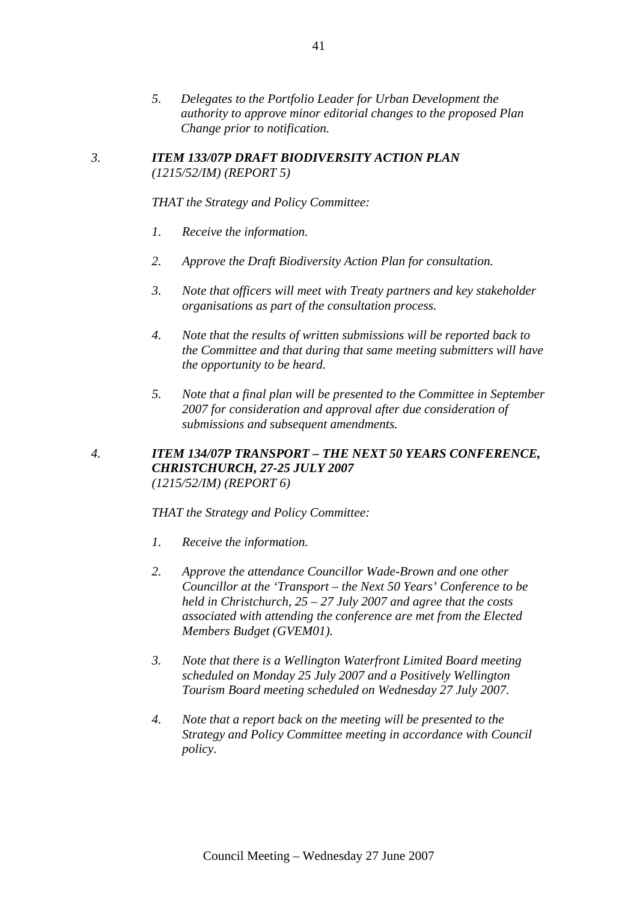5. *Delegates to the Portfolio Leader for Urban Development the authority to approve minor editorial changes to the proposed Plan Change prior to notification.*

3. ***ITEM 133/07P DRAFT BIODIVERSITY ACTION PLAN***
*(1215/52/IM) (REPORT 5)*

*THAT the Strategy and Policy Committee:*

1. *Receive the information.*

2. *Approve the Draft Biodiversity Action Plan for consultation.*

3. *Note that officers will meet with Treaty partners and key stakeholder organisations as part of the consultation process.*

4. *Note that the results of written submissions will be reported back to the Committee and that during that same meeting submitters will have the opportunity to be heard.*

5. *Note that a final plan will be presented to the Committee in September 2007 for consideration and approval after due consideration of submissions and subsequent amendments.*

4. ***ITEM 134/07P TRANSPORT – THE NEXT 50 YEARS CONFERENCE, CHRISTCHURCH, 27-25 JULY 2007***
*(1215/52/IM) (REPORT 6)*

*THAT the Strategy and Policy Committee:*

1. *Receive the information.*

2. *Approve the attendance Councillor Wade-Brown and one other Councillor at the 'Transport – the Next 50 Years' Conference to be held in Christchurch, 25 – 27 July 2007 and agree that the costs associated with attending the conference are met from the Elected Members Budget (GVEM01).*

3. *Note that there is a Wellington Waterfront Limited Board meeting scheduled on Monday 25 July 2007 and a Positively Wellington Tourism Board meeting scheduled on Wednesday 27 July 2007.*

4. *Note that a report back on the meeting will be presented to the Strategy and Policy Committee meeting in accordance with Council policy.*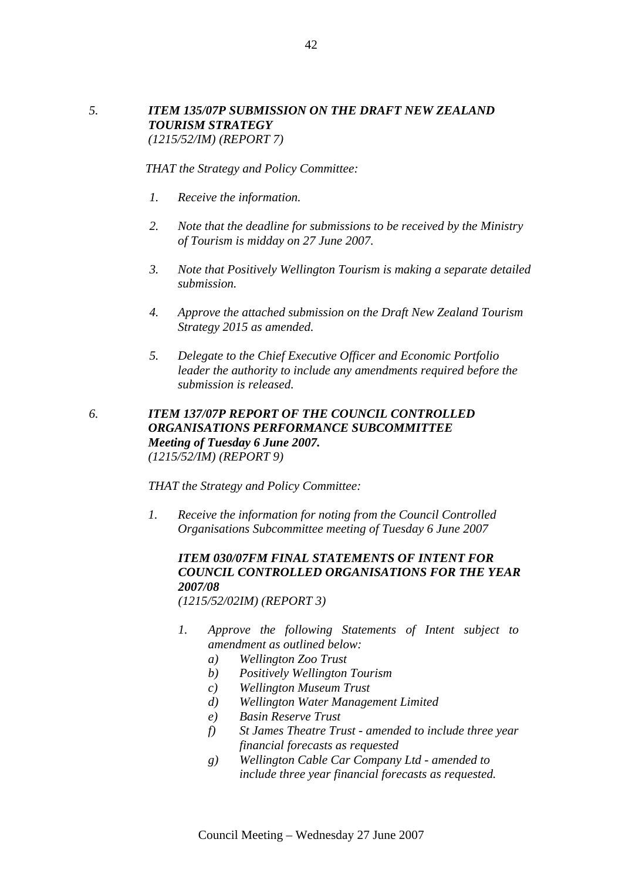*5.* ***ITEM 135/07P SUBMISSION ON THE DRAFT NEW ZEALAND TOURISM STRATEGY***
*(1215/52/IM) (REPORT 7)*

*THAT the Strategy and Policy Committee:*

1. *Receive the information.*

2. *Note that the deadline for submissions to be received by the Ministry of Tourism is midday on 27 June 2007.*

3. *Note that Positively Wellington Tourism is making a separate detailed submission.*

4. *Approve the attached submission on the Draft New Zealand Tourism Strategy 2015 as amended.*

5. *Delegate to the Chief Executive Officer and Economic Portfolio leader the authority to include any amendments required before the submission is released.*

*6.* ***ITEM 137/07P REPORT OF THE COUNCIL CONTROLLED ORGANISATIONS PERFORMANCE SUBCOMMITTEE Meeting of Tuesday 6 June 2007.***
*(1215/52/IM) (REPORT 9)*

*THAT the Strategy and Policy Committee:*

1. *Receive the information for noting from the Council Controlled Organisations Subcommittee meeting of Tuesday 6 June 2007*

   ***ITEM 030/07FM FINAL STATEMENTS OF INTENT FOR COUNCIL CONTROLLED ORGANISATIONS FOR THE YEAR 2007/08***
   *(1215/52/02IM) (REPORT 3)*

   1. *Approve the following Statements of Intent subject to amendment as outlined below:*
      - *a) Wellington Zoo Trust*
      - *b) Positively Wellington Tourism*
      - *c) Wellington Museum Trust*
      - *d) Wellington Water Management Limited*
      - *e) Basin Reserve Trust*
      - *f) St James Theatre Trust - amended to include three year financial forecasts as requested*
      - *g) Wellington Cable Car Company Ltd - amended to include three year financial forecasts as requested.*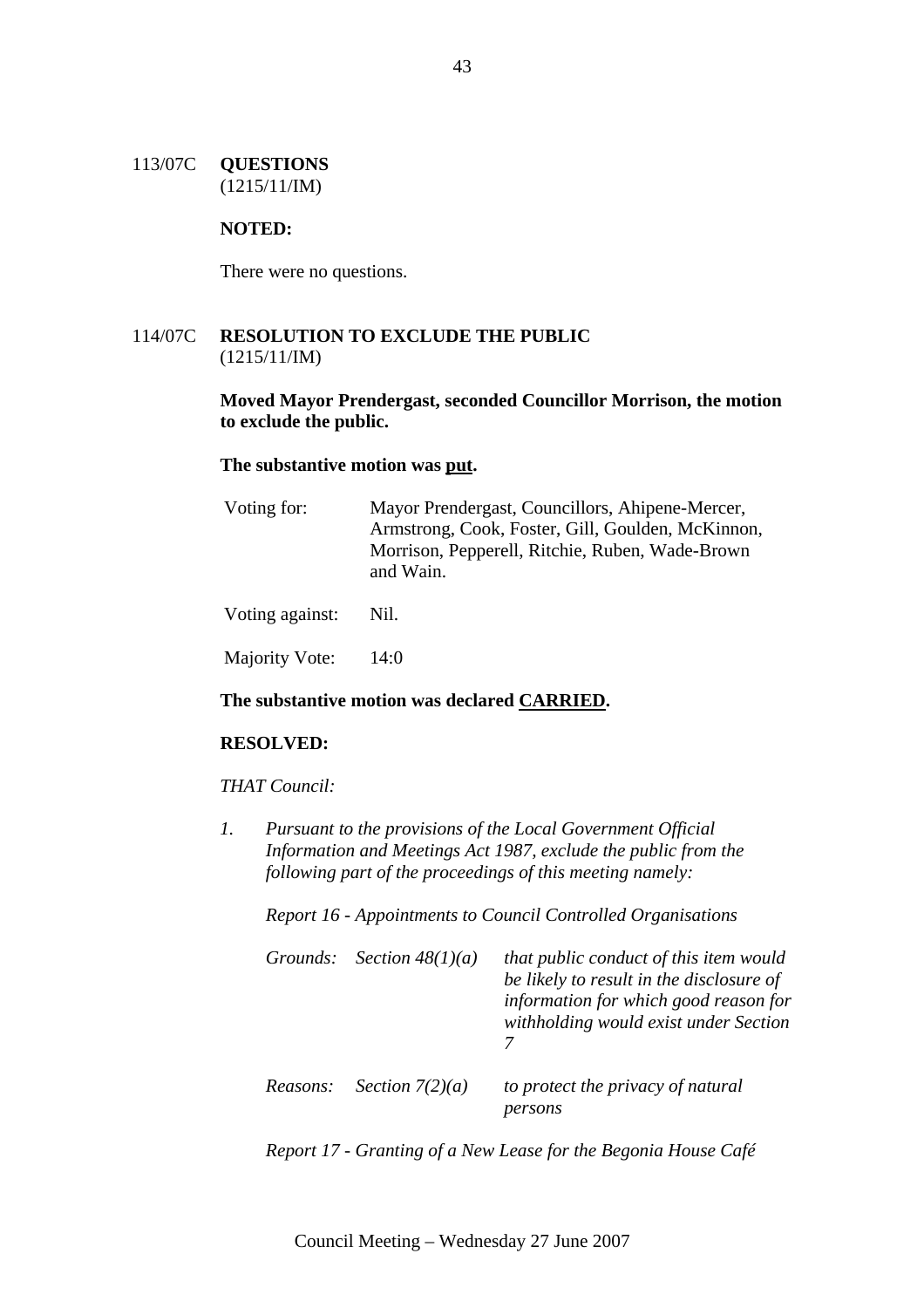113/07C **QUESTIONS**
(1215/11/IM)

**NOTED:**

There were no questions.

114/07C **RESOLUTION TO EXCLUDE THE PUBLIC**
(1215/11/IM)

**Moved Mayor Prendergast, seconded Councillor Morrison, the motion to exclude the public.**

**The substantive motion was <u>put</u>.**

| | |
|---|---|
| Voting for: | Mayor Prendergast, Councillors, Ahipene-Mercer, Armstrong, Cook, Foster, Gill, Goulden, McKinnon, Morrison, Pepperell, Ritchie, Ruben, Wade-Brown and Wain. |
| Voting against: | Nil. |
| Majority Vote: | 14:0 |

**The substantive motion was declared <u>CARRIED</u>.**

**RESOLVED:**

*THAT Council:*

1. *Pursuant to the provisions of the Local Government Official Information and Meetings Act 1987, exclude the public from the following part of the proceedings of this meeting namely:*

   *Report 16 - Appointments to Council Controlled Organisations*

   | | | |
   |---|---|---|
   | *Grounds:* | *Section 48(1)(a)* | *that public conduct of this item would be likely to result in the disclosure of information for which good reason for withholding would exist under Section 7* |
   | *Reasons:* | *Section 7(2)(a)* | *to protect the privacy of natural persons* |

   *Report 17 - Granting of a New Lease for the Begonia House Café*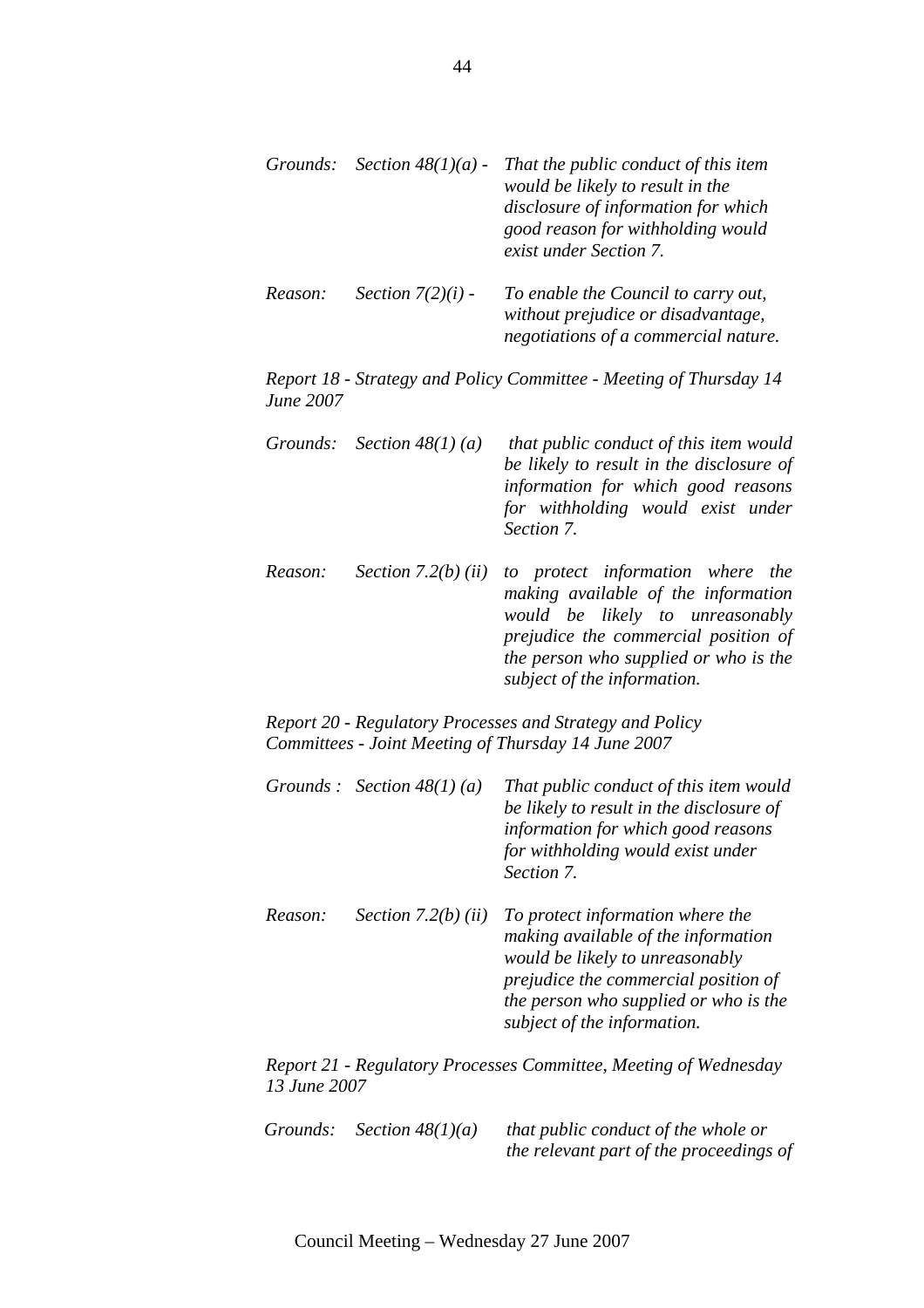| | | |
|---|---|---|
| *Grounds:* | *Section 48(1)(a) -* | *That the public conduct of this item would be likely to result in the disclosure of information for which good reason for withholding would exist under Section 7.* |
| *Reason:* | *Section 7(2)(i) -* | *To enable the Council to carry out, without prejudice or disadvantage, negotiations of a commercial nature.* |

*Report 18 - Strategy and Policy Committee - Meeting of Thursday 14 June 2007*

| | | |
|---|---|---|
| *Grounds:* | *Section 48(1) (a)* | *that public conduct of this item would be likely to result in the disclosure of information for which good reasons for withholding would exist under Section 7.* |
| *Reason:* | *Section 7.2(b) (ii)* | *to protect information where the making available of the information would be likely to unreasonably prejudice the commercial position of the person who supplied or who is the subject of the information.* |

*Report 20 - Regulatory Processes and Strategy and Policy Committees - Joint Meeting of Thursday 14 June 2007*

| | | |
|---|---|---|
| *Grounds :* | *Section 48(1) (a)* | *That public conduct of this item would be likely to result in the disclosure of information for which good reasons for withholding would exist under Section 7.* |
| *Reason:* | *Section 7.2(b) (ii)* | *To protect information where the making available of the information would be likely to unreasonably prejudice the commercial position of the person who supplied or who is the subject of the information.* |

*Report 21 - Regulatory Processes Committee, Meeting of Wednesday 13 June 2007*

| | | |
|---|---|---|
| *Grounds:* | *Section 48(1)(a)* | *that public conduct of the whole or the relevant part of the proceedings of* |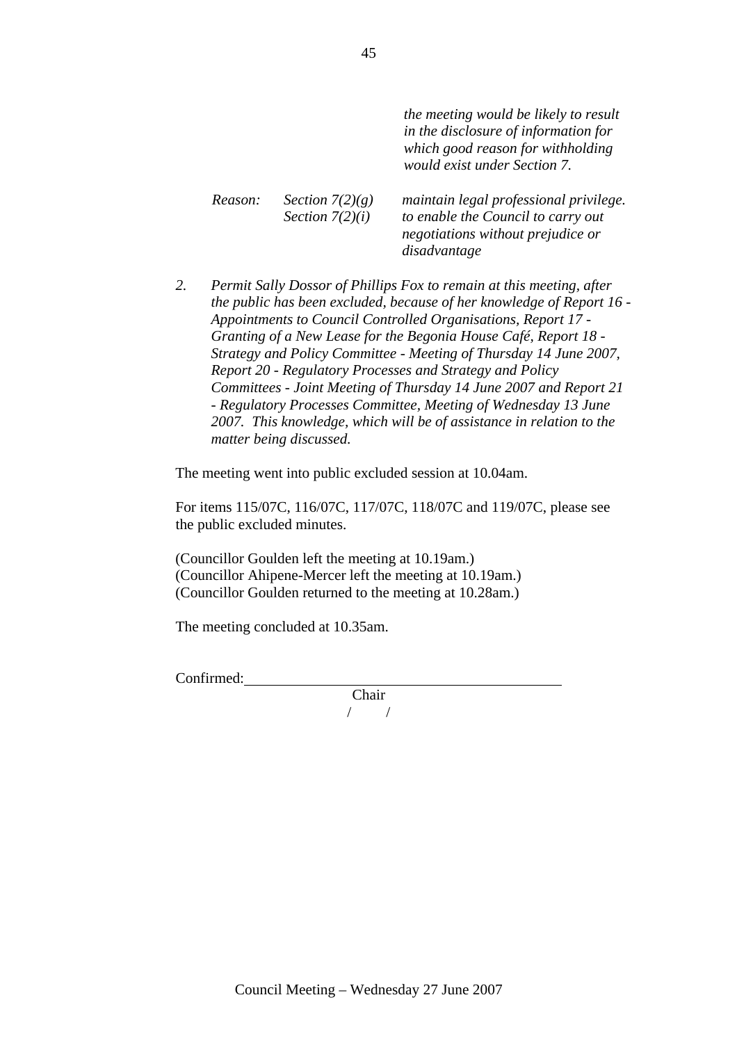*the meeting would be likely to result in the disclosure of information for which good reason for withholding would exist under Section 7.*

| | | |
|---|---|---|
| *Reason:* | *Section 7(2)(g)* | *maintain legal professional privilege.* |
| | *Section 7(2)(i)* | *to enable the Council to carry out negotiations without prejudice or disadvantage* |

2. *Permit Sally Dossor of Phillips Fox to remain at this meeting, after the public has been excluded, because of her knowledge of Report 16 - Appointments to Council Controlled Organisations, Report 17 - Granting of a New Lease for the Begonia House Café, Report 18 - Strategy and Policy Committee - Meeting of Thursday 14 June 2007, Report 20 - Regulatory Processes and Strategy and Policy Committees - Joint Meeting of Thursday 14 June 2007 and Report 21 - Regulatory Processes Committee, Meeting of Wednesday 13 June 2007. This knowledge, which will be of assistance in relation to the matter being discussed.*

The meeting went into public excluded session at 10.04am.

For items 115/07C, 116/07C, 117/07C, 118/07C and 119/07C, please see the public excluded minutes.

(Councillor Goulden left the meeting at 10.19am.)
(Councillor Ahipene-Mercer left the meeting at 10.19am.)
(Councillor Goulden returned to the meeting at 10.28am.)

The meeting concluded at 10.35am.

Confirmed:\_\_\_\_\_\_\_\_\_\_\_\_\_\_\_\_\_\_\_\_\_\_\_\_\_\_\_\_\_\_\_\_\_\_\_\_

Chair

/ /